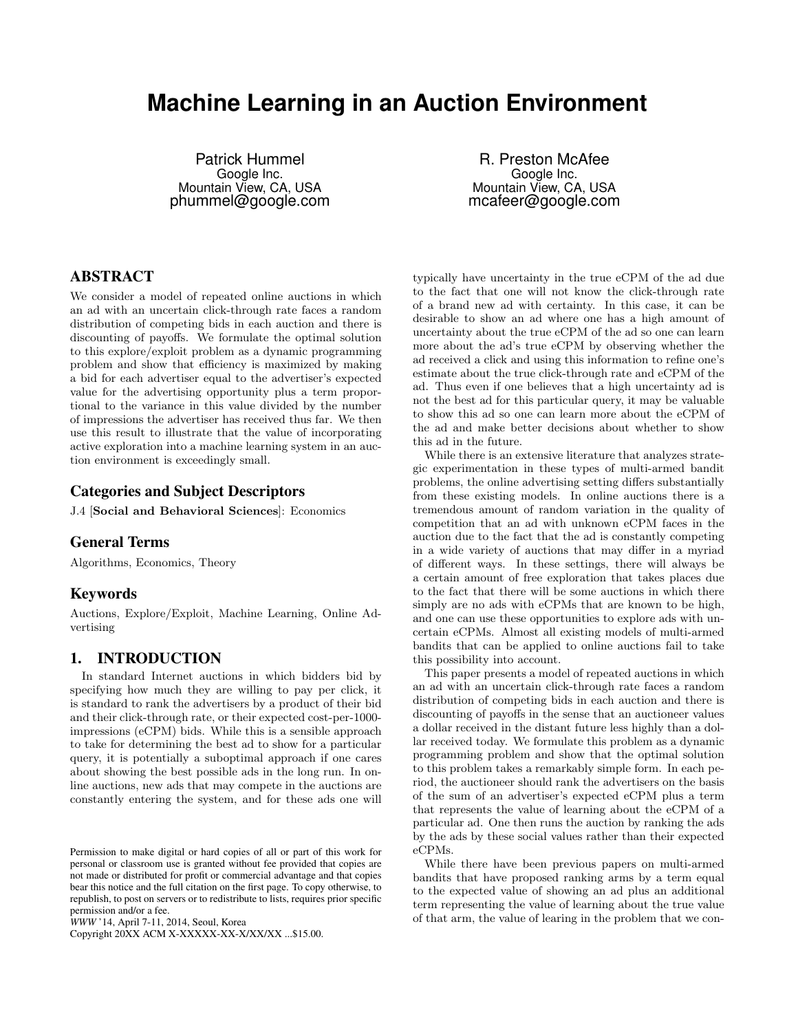# Machine Learning in an Auction Environment

Patrick Hummel
Google Inc.
Mountain View, CA, USA
phummel@google.com

R. Preston McAfee
Google Inc.
Mountain View, CA, USA
mcafeer@google.com

## ABSTRACT

We consider a model of repeated online auctions in which an ad with an uncertain click-through rate faces a random distribution of competing bids in each auction and there is discounting of payoffs. We formulate the optimal solution to this explore/exploit problem as a dynamic programming problem and show that efficiency is maximized by making a bid for each advertiser equal to the advertiser's expected value for the advertising opportunity plus a term proportional to the variance in this value divided by the number of impressions the advertiser has received thus far. We then use this result to illustrate that the value of incorporating active exploration into a machine learning system in an auction environment is exceedingly small.

### Categories and Subject Descriptors

J.4 [**Social and Behavioral Sciences**]: Economics

### General Terms

Algorithms, Economics, Theory

### Keywords

Auctions, Explore/Exploit, Machine Learning, Online Advertising

## 1. INTRODUCTION

In standard Internet auctions in which bidders bid by specifying how much they are willing to pay per click, it is standard to rank the advertisers by a product of their bid and their click-through rate, or their expected cost-per-1000-impressions (eCPM) bids. While this is a sensible approach to take for determining the best ad to show for a particular query, it is potentially a suboptimal approach if one cares about showing the best possible ads in the long run. In online auctions, new ads that may compete in the auctions are constantly entering the system, and for these ads one will typically have uncertainty in the true eCPM of the ad due to the fact that one will not know the click-through rate of a brand new ad with certainty. In this case, it can be desirable to show an ad where one has a high amount of uncertainty about the true eCPM of the ad so one can learn more about the ad's true eCPM by observing whether the ad received a click and using this information to refine one's estimate about the true click-through rate and eCPM of the ad. Thus even if one believes that a high uncertainty ad is not the best ad for this particular query, it may be valuable to show this ad so one can learn more about the eCPM of the ad and make better decisions about whether to show this ad in the future.

While there is an extensive literature that analyzes strategic experimentation in these types of multi-armed bandit problems, the online advertising setting differs substantially from these existing models. In online auctions there is a tremendous amount of random variation in the quality of competition that an ad with unknown eCPM faces in the auction due to the fact that the ad is constantly competing in a wide variety of auctions that may differ in a myriad of different ways. In these settings, there will always be a certain amount of free exploration that takes places due to the fact that there will be some auctions in which there simply are no ads with eCPMs that are known to be high, and one can use these opportunities to explore ads with uncertain eCPMs. Almost all existing models of multi-armed bandits that can be applied to online auctions fail to take this possibility into account.

This paper presents a model of repeated auctions in which an ad with an uncertain click-through rate faces a random distribution of competing bids in each auction and there is discounting of payoffs in the sense that an auctioneer values a dollar received in the distant future less highly than a dollar received today. We formulate this problem as a dynamic programming problem and show that the optimal solution to this problem takes a remarkably simple form. In each period, the auctioneer should rank the advertisers on the basis of the sum of an advertiser's expected eCPM plus a term that represents the value of learning about the eCPM of a particular ad. One then runs the auction by ranking the ads by the ads by these social values rather than their expected eCPMs.

While there have been previous papers on multi-armed bandits that have proposed ranking arms by a term equal to the expected value of showing an ad plus an additional term representing the value of learning about the true value of that arm, the value of learing in the problem that we con-

Permission to make digital or hard copies of all or part of this work for personal or classroom use is granted without fee provided that copies are not made or distributed for profit or commercial advantage and that copies bear this notice and the full citation on the first page. To copy otherwise, to republish, to post on servers or to redistribute to lists, requires prior specific permission and/or a fee.
*WWW* '14, April 7-11, 2014, Seoul, Korea
Copyright 20XX ACM X-XXXXX-XX-X/XX/XX ...$15.00.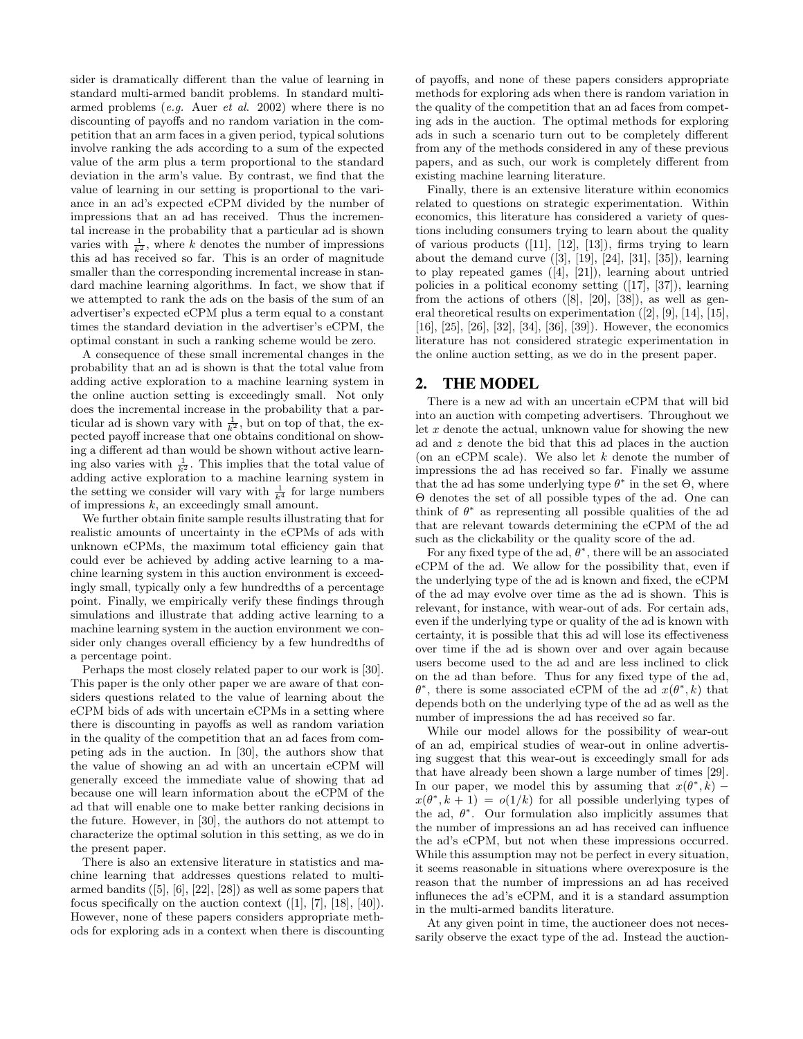sider is dramatically different than the value of learning in standard multi-armed bandit problems. In standard multi-armed problems (*e.g.* Auer *et al.* 2002) where there is no discounting of payoffs and no random variation in the competition that an arm faces in a given period, typical solutions involve ranking the ads according to a sum of the expected value of the arm plus a term proportional to the standard deviation in the arm's value. By contrast, we find that the value of learning in our setting is proportional to the variance in an ad's expected eCPM divided by the number of impressions that an ad has received. Thus the incremental increase in the probability that a particular ad is shown varies with $\frac{1}{k^2}$, where $k$ denotes the number of impressions this ad has received so far. This is an order of magnitude smaller than the corresponding incremental increase in standard machine learning algorithms. In fact, we show that if we attempted to rank the ads on the basis of the sum of an advertiser's expected eCPM plus a term equal to a constant times the standard deviation in the advertiser's eCPM, the optimal constant in such a ranking scheme would be zero.

A consequence of these small incremental changes in the probability that an ad is shown is that the total value from adding active exploration to a machine learning system in the online auction setting is exceedingly small. Not only does the incremental increase in the probability that a particular ad is shown vary with $\frac{1}{k^2}$, but on top of that, the expected payoff increase that one obtains conditional on showing a different ad than would be shown without active learning also varies with $\frac{1}{k^2}$. This implies that the total value of adding active exploration to a machine learning system in the setting we consider will vary with $\frac{1}{k^4}$ for large numbers of impressions $k$, an exceedingly small amount.

We further obtain finite sample results illustrating that for realistic amounts of uncertainty in the eCPMs of ads with unknown eCPMs, the maximum total efficiency gain that could ever be achieved by adding active learning to a machine learning system in this auction environment is exceedingly small, typically only a few hundredths of a percentage point. Finally, we empirically verify these findings through simulations and illustrate that adding active learning to a machine learning system in the auction environment we consider only changes overall efficiency by a few hundredths of a percentage point.

Perhaps the most closely related paper to our work is [30]. This paper is the only other paper we are aware of that considers questions related to the value of learning about the eCPM bids of ads with uncertain eCPMs in a setting where there is discounting in payoffs as well as random variation in the quality of the competition that an ad faces from competing ads in the auction. In [30], the authors show that the value of showing an ad with an uncertain eCPM will generally exceed the immediate value of showing that ad because one will learn information about the eCPM of the ad that will enable one to make better ranking decisions in the future. However, in [30], the authors do not attempt to characterize the optimal solution in this setting, as we do in the present paper.

There is also an extensive literature in statistics and machine learning that addresses questions related to multi-armed bandits ([5], [6], [22], [28]) as well as some papers that focus specifically on the auction context ([1], [7], [18], [40]). However, none of these papers considers appropriate methods for exploring ads in a context when there is discounting of payoffs, and none of these papers considers appropriate methods for exploring ads when there is random variation in the quality of the competition that an ad faces from competing ads in the auction. The optimal methods for exploring ads in such a scenario turn out to be completely different from any of the methods considered in any of these previous papers, and as such, our work is completely different from existing machine learning literature.

Finally, there is an extensive literature within economics related to questions on strategic experimentation. Within economics, this literature has considered a variety of questions including consumers trying to learn about the quality of various products ([11], [12], [13]), firms trying to learn about the demand curve ([3], [19], [24], [31], [35]), learning to play repeated games ([4], [21]), learning about untried policies in a political economy setting ([17], [37]), learning from the actions of others ([8], [20], [38]), as well as general theoretical results on experimentation ([2], [9], [14], [15], [16], [25], [26], [32], [34], [36], [39]). However, the economics literature has not considered strategic experimentation in the online auction setting, as we do in the present paper.

## 2. THE MODEL

There is a new ad with an uncertain eCPM that will bid into an auction with competing advertisers. Throughout we let $x$ denote the actual, unknown value for showing the new ad and $z$ denote the bid that this ad places in the auction (on an eCPM scale). We also let $k$ denote the number of impressions the ad has received so far. Finally we assume that the ad has some underlying type $\theta^*$ in the set $\Theta$, where $\Theta$ denotes the set of all possible types of the ad. One can think of $\theta^*$ as representing all possible qualities of the ad that are relevant towards determining the eCPM of the ad such as the clickability or the quality score of the ad.

For any fixed type of the ad, $\theta^*$, there will be an associated eCPM of the ad. We allow for the possibility that, even if the underlying type of the ad is known and fixed, the eCPM of the ad may evolve over time as the ad is shown. This is relevant, for instance, with wear-out of ads. For certain ads, even if the underlying type or quality of the ad is known with certainty, it is possible that this ad will lose its effectiveness over time if the ad is shown over and over again because users become used to the ad and are less inclined to click on the ad than before. Thus for any fixed type of the ad, $\theta^*$, there is some associated eCPM of the ad $x(\theta^*, k)$ that depends both on the underlying type of the ad as well as the number of impressions the ad has received so far.

While our model allows for the possibility of wear-out of an ad, empirical studies of wear-out in online advertising suggest that this wear-out is exceedingly small for ads that have already been shown a large number of times [29]. In our paper, we model this by assuming that $x(\theta^*, k) - x(\theta^*, k+1) = o(1/k)$ for all possible underlying types of the ad, $\theta^*$. Our formulation also implicitly assumes that the number of impressions an ad has received can influence the ad's eCPM, but not when these impressions occurred. While this assumption may not be perfect in every situation, it seems reasonable in situations where overexposure is the reason that the number of impressions an ad has received influneces the ad's eCPM, and it is a standard assumption in the multi-armed bandits literature.

At any given point in time, the auctioneer does not necessarily observe the exact type of the ad. Instead the auction-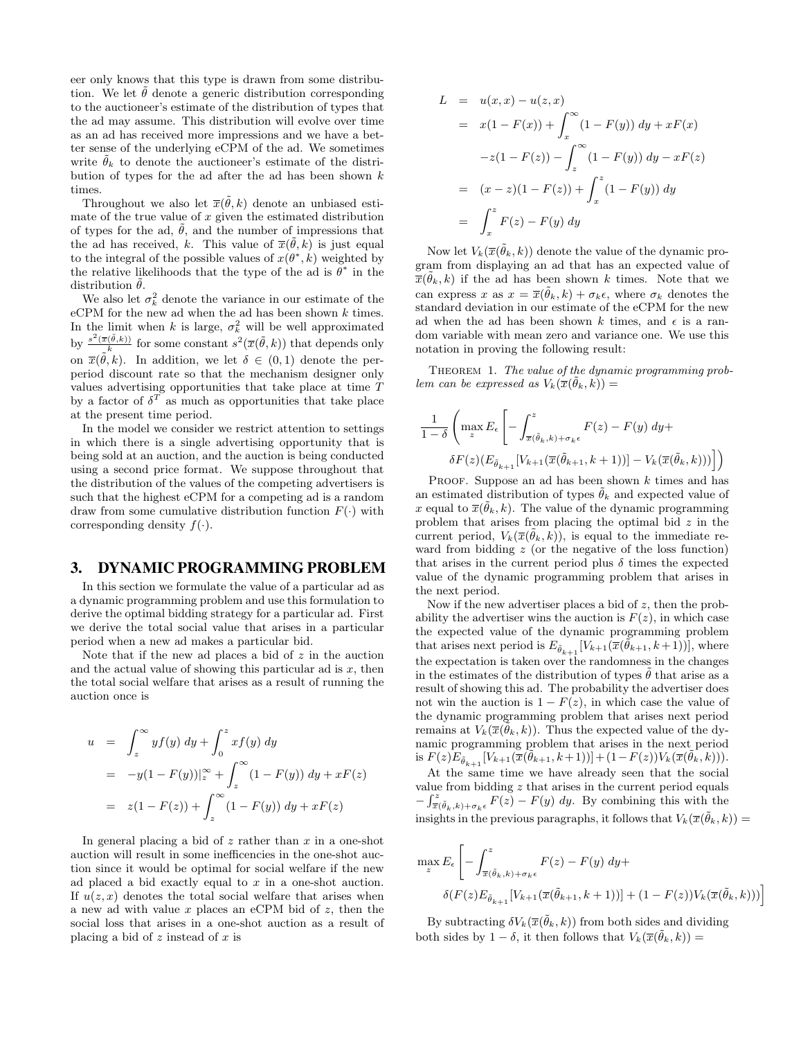eer only knows that this type is drawn from some distribution. We let $\tilde{\theta}$ denote a generic distribution corresponding to the auctioneer's estimate of the distribution of types that the ad may assume. This distribution will evolve over time as an ad has received more impressions and we have a better sense of the underlying eCPM of the ad. We sometimes write $\tilde{\theta}_k$ to denote the auctioneer's estimate of the distribution of types for the ad after the ad has been shown $k$ times.

Throughout we also let $\overline{x}(\tilde{\theta}, k)$ denote an unbiased estimate of the true value of $x$ given the estimated distribution of types for the ad, $\tilde{\theta}$, and the number of impressions that the ad has received, $k$. This value of $\overline{x}(\tilde{\theta}, k)$ is just equal to the integral of the possible values of $x(\theta^*, k)$ weighted by the relative likelihoods that the type of the ad is $\theta^*$ in the distribution $\tilde{\theta}$.

We also let $\sigma_k^2$ denote the variance in our estimate of the eCPM for the new ad when the ad has been shown $k$ times. In the limit when $k$ is large, $\sigma_k^2$ will be well approximated by $\frac{s^2(\overline{x}(\tilde{\theta},k))}{k}$ for some constant $s^2(\overline{x}(\tilde{\theta}, k))$ that depends only on $\overline{x}(\tilde{\theta}, k)$. In addition, we let $\delta \in (0, 1)$ denote the per-period discount rate so that the mechanism designer only values advertising opportunities that take place at time $T$ by a factor of $\delta^T$ as much as opportunities that take place at the present time period.

In the model we consider we restrict attention to settings in which there is a single advertising opportunity that is being sold at an auction, and the auction is being conducted using a second price format. We suppose throughout that the distribution of the values of the competing advertisers is such that the highest eCPM for a competing ad is a random draw from some cumulative distribution function $F(\cdot)$ with corresponding density $f(\cdot)$.

## 3. DYNAMIC PROGRAMMING PROBLEM

In this section we formulate the value of a particular ad as a dynamic programming problem and use this formulation to derive the optimal bidding strategy for a particular ad. First we derive the total social value that arises in a particular period when a new ad makes a particular bid.

Note that if the new ad places a bid of $z$ in the auction and the actual value of showing this particular ad is $x$, then the total social welfare that arises as a result of running the auction once is

$$
\begin{aligned}
u &= \int_z^\infty y f(y)\, dy + \int_0^z x f(y)\, dy \\
&= -y(1 - F(y))|_z^\infty + \int_z^\infty (1 - F(y))\, dy + xF(z) \\
&= z(1 - F(z)) + \int_z^\infty (1 - F(y))\, dy + xF(z)
\end{aligned}
$$

In general placing a bid of $z$ rather than $x$ in a one-shot auction will result in some inefficencies in the one-shot auction since it would be optimal for social welfare if the new ad placed a bid exactly equal to $x$ in a one-shot auction. If $u(z, x)$ denotes the total social welfare that arises when a new ad with value $x$ places an eCPM bid of $z$, then the social loss that arises in a one-shot auction as a result of placing a bid of $z$ instead of $x$ is

$$
\begin{aligned}
L &= u(x, x) - u(z, x) \\
&= x(1 - F(x)) + \int_x^\infty (1 - F(y))\, dy + xF(x) \\
&\quad - z(1 - F(z)) - \int_z^\infty (1 - F(y))\, dy - xF(z) \\
&= (x - z)(1 - F(z)) + \int_x^z (1 - F(y))\, dy \\
&= \int_x^z F(z) - F(y)\, dy
\end{aligned}
$$

Now let $V_k(\overline{x}(\tilde{\theta}_k, k))$ denote the value of the dynamic program from displaying an ad that has an expected value of $\overline{x}(\tilde{\theta}_k, k)$ if the ad has been shown $k$ times. Note that we can express $x$ as $x = \overline{x}(\tilde{\theta}_k, k) + \sigma_k \epsilon$, where $\sigma_k$ denotes the standard deviation in our estimate of the eCPM for the new ad when the ad has been shown $k$ times, and $\epsilon$ is a random variable with mean zero and variance one. We use this notation in proving the following result:

THEOREM 1. *The value of the dynamic programming problem can be expressed as* $V_k(\overline{x}(\tilde{\theta}_k, k)) =$

$$
\frac{1}{1-\delta}\left( \max_z E_\epsilon \left[ -\int_{\overline{x}(\tilde{\theta}_k,k)+\sigma_k\epsilon}^{z} F(z) - F(y)\, dy + \delta F(z)(E_{\tilde{\theta}_{k+1}}[V_{k+1}(\overline{x}(\tilde{\theta}_{k+1}, k+1))] - V_k(\overline{x}(\tilde{\theta}_k, k))) \right] \right)
$$

PROOF. Suppose an ad has been shown $k$ times and has an estimated distribution of types $\tilde{\theta}_k$ and expected value of $x$ equal to $\overline{x}(\tilde{\theta}_k, k)$. The value of the dynamic programming problem that arises from placing the optimal bid $z$ in the current period, $V_k(\overline{x}(\tilde{\theta}_k, k))$, is equal to the immediate reward from bidding $z$ (or the negative of the loss function) that arises in the current period plus $\delta$ times the expected value of the dynamic programming problem that arises in the next period.

Now if the new advertiser places a bid of $z$, then the probability the advertiser wins the auction is $F(z)$, in which case the expected value of the dynamic programming problem that arises next period is $E_{\tilde{\theta}_{k+1}}[V_{k+1}(\overline{x}(\tilde{\theta}_{k+1}, k+1))]$, where the expectation is taken over the randomness in the changes in the estimates of the distribution of types $\tilde{\theta}$ that arise as a result of showing this ad. The probability the advertiser does not win the auction is $1 - F(z)$, in which case the value of the dynamic programming problem that arises next period remains at $V_k(\overline{x}(\tilde{\theta}_k, k))$. Thus the expected value of the dynamic programming problem that arises in the next period is $F(z)E_{\tilde{\theta}_{k+1}}[V_{k+1}(\overline{x}(\tilde{\theta}_{k+1}, k+1))] + (1 - F(z))V_k(\overline{x}(\tilde{\theta}_k, k)))$.

At the same time we have already seen that the social value from bidding $z$ that arises in the current period equals $-\int_{\overline{x}(\tilde{\theta}_k,k)+\sigma_k\epsilon}^{z} F(z) - F(y)\, dy$. By combining this with the insights in the previous paragraphs, it follows that $V_k(\overline{x}(\tilde{\theta}_k, k)) =$

$$
\max_z E_\epsilon \left[ -\int_{\overline{x}(\tilde{\theta}_k,k)+\sigma_k\epsilon}^{z} F(z) - F(y)\, dy + \delta(F(z)E_{\tilde{\theta}_{k+1}}[V_{k+1}(\overline{x}(\tilde{\theta}_{k+1}, k+1))] + (1 - F(z))V_k(\overline{x}(\tilde{\theta}_k, k))) \right]
$$

By subtracting $\delta V_k(\overline{x}(\tilde{\theta}_k, k))$ from both sides and dividing both sides by $1 - \delta$, it then follows that $V_k(\overline{x}(\tilde{\theta}_k, k)) =$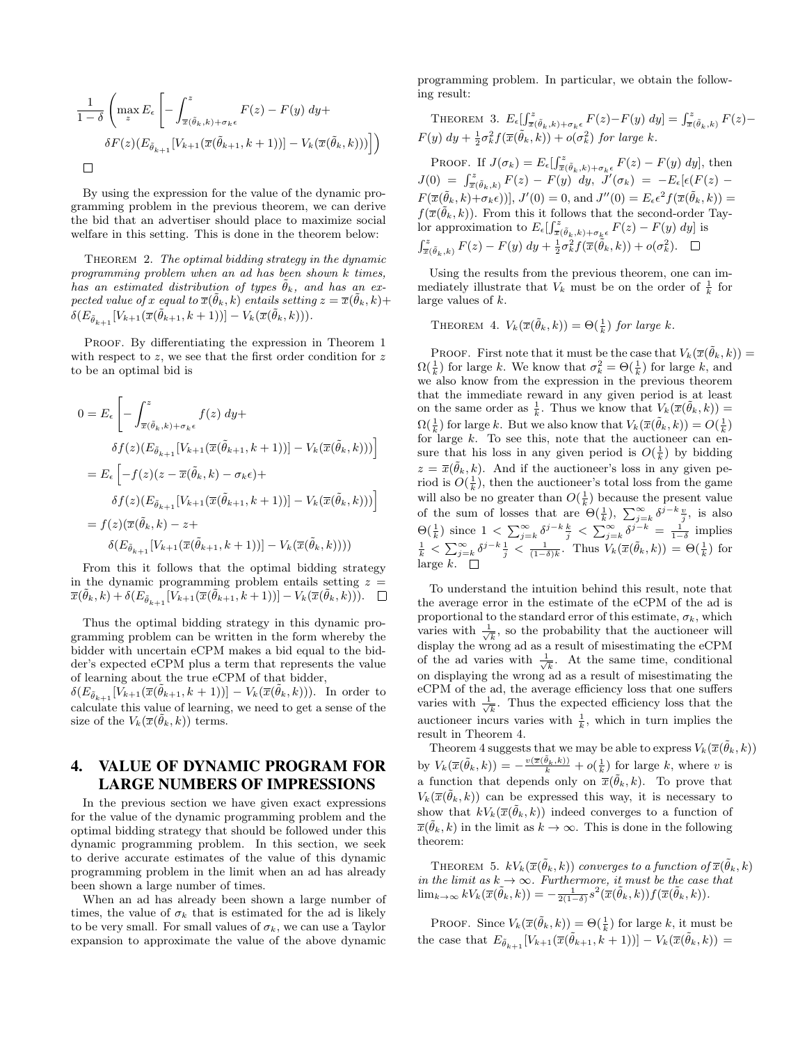$$\frac{1}{1-\delta}\left(\max_z E_\epsilon\left[-\int_{\overline{x}(\tilde{\theta}_k,k)+\sigma_k\epsilon}^{z} F(z)-F(y)\;dy+\right.\right.$$
$$\left.\left.\delta F(z)(E_{\tilde{\theta}_{k+1}}[V_{k+1}(\overline{x}(\tilde{\theta}_{k+1},k+1))]-V_k(\overline{x}(\tilde{\theta}_k,k)))\right]\right)$$

□

By using the expression for the value of the dynamic programming problem in the previous theorem, we can derive the bid that an advertiser should place to maximize social welfare in this setting. This is done in the theorem below:

THEOREM 2. *The optimal bidding strategy in the dynamic programming problem when an ad has been shown $k$ times, has an estimated distribution of types $\tilde{\theta}_k$, and has an expected value of $x$ equal to $\overline{x}(\tilde{\theta}_k,k)$ entails setting $z=\overline{x}(\tilde{\theta}_k,k)+\delta(E_{\tilde{\theta}_{k+1}}[V_{k+1}(\overline{x}(\tilde{\theta}_{k+1},k+1))]-V_k(\overline{x}(\tilde{\theta}_k,k)))$.*

PROOF. By differentiating the expression in Theorem 1 with respect to $z$, we see that the first order condition for $z$ to be an optimal bid is

$$0=E_\epsilon\left[-\int_{\overline{x}(\tilde{\theta}_k,k)+\sigma_k\epsilon}^{z} f(z)\;dy+\right.$$
$$\left.\delta f(z)(E_{\tilde{\theta}_{k+1}}[V_{k+1}(\overline{x}(\tilde{\theta}_{k+1},k+1))]-V_k(\overline{x}(\tilde{\theta}_k,k)))\right]$$
$$=E_\epsilon\left[-f(z)(z-\overline{x}(\tilde{\theta}_k,k)-\sigma_k\epsilon)+\right.$$
$$\left.\delta f(z)(E_{\tilde{\theta}_{k+1}}[V_{k+1}(\overline{x}(\tilde{\theta}_{k+1},k+1))]-V_k(\overline{x}(\tilde{\theta}_k,k)))\right]$$
$$=f(z)(\overline{x}(\tilde{\theta}_k,k)-z+$$
$$\delta(E_{\tilde{\theta}_{k+1}}[V_{k+1}(\overline{x}(\tilde{\theta}_{k+1},k+1))]-V_k(\overline{x}(\tilde{\theta}_k,k))))$$

From this it follows that the optimal bidding strategy in the dynamic programming problem entails setting $z=\overline{x}(\tilde{\theta}_k,k)+\delta(E_{\tilde{\theta}_{k+1}}[V_{k+1}(\overline{x}(\tilde{\theta}_{k+1},k+1))]-V_k(\overline{x}(\tilde{\theta}_k,k)))$. □

Thus the optimal bidding strategy in this dynamic programming problem can be written in the form whereby the bidder with uncertain eCPM makes a bid equal to the bidder's expected eCPM plus a term that represents the value of learning about the true eCPM of that bidder, $\delta(E_{\tilde{\theta}_{k+1}}[V_{k+1}(\overline{x}(\tilde{\theta}_{k+1},k+1))]-V_k(\overline{x}(\tilde{\theta}_k,k)))$. In order to calculate this value of learning, we need to get a sense of the size of the $V_k(\overline{x}(\tilde{\theta}_k,k))$ terms.

## 4. VALUE OF DYNAMIC PROGRAM FOR LARGE NUMBERS OF IMPRESSIONS

In the previous section we have given exact expressions for the value of the dynamic programming problem and the optimal bidding strategy that should be followed under this dynamic programming problem. In this section, we seek to derive accurate estimates of the value of this dynamic programming problem in the limit when an ad has already been shown a large number of times.

When an ad has already been shown a large number of times, the value of $\sigma_k$ that is estimated for the ad is likely to be very small. For small values of $\sigma_k$, we can use a Taylor expansion to approximate the value of the above dynamic programming problem. In particular, we obtain the following result:

THEOREM 3. $E_\epsilon[\int_{\overline{x}(\tilde{\theta}_k,k)+\sigma_k\epsilon}^{z} F(z)-F(y)\;dy]=\int_{\overline{x}(\tilde{\theta}_k,k)}^{z} F(z)-F(y)\;dy+\frac{1}{2}\sigma_k^2 f(\overline{x}(\tilde{\theta}_k,k))+o(\sigma_k^2)$ *for large* $k$.

PROOF. If $J(\sigma_k)=E_\epsilon[\int_{\overline{x}(\tilde{\theta}_k,k)+\sigma_k\epsilon}^{z} F(z)-F(y)\;dy]$, then $J(0)=\int_{\overline{x}(\tilde{\theta}_k,k)}^{z} F(z)-F(y)\;dy$, $J'(\sigma_k)=-E_\epsilon[\epsilon(F(z)-F(\overline{x}(\tilde{\theta}_k,k)+\sigma_k\epsilon))]$, $J'(0)=0$, and $J''(0)=E_\epsilon\epsilon^2 f(\overline{x}(\tilde{\theta}_k,k))=f(\overline{x}(\tilde{\theta}_k,k))$. From this it follows that the second-order Taylor approximation to $E_\epsilon[\int_{\overline{x}(\tilde{\theta}_k,k)+\sigma_k\epsilon}^{z} F(z)-F(y)\;dy]$ is $\int_{\overline{x}(\tilde{\theta}_k,k)}^{z} F(z)-F(y)\;dy+\frac{1}{2}\sigma_k^2 f(\overline{x}(\tilde{\theta}_k,k))+o(\sigma_k^2)$. □

Using the results from the previous theorem, one can immediately illustrate that $V_k$ must be on the order of $\frac{1}{k}$ for large values of $k$.

THEOREM 4. $V_k(\overline{x}(\tilde{\theta}_k,k))=\Theta(\frac{1}{k})$ *for large* $k$.

PROOF. First note that it must be the case that $V_k(\overline{x}(\tilde{\theta}_k,k))=\Omega(\frac{1}{k})$ for large $k$. We know that $\sigma_k^2=\Theta(\frac{1}{k})$ for large $k$, and we also know from the expression in the previous theorem that the immediate reward in any given period is at least on the same order as $\frac{1}{k}$. Thus we know that $V_k(\overline{x}(\tilde{\theta}_k,k))=\Omega(\frac{1}{k})$ for large $k$. But we also know that $V_k(\overline{x}(\tilde{\theta}_k,k))=O(\frac{1}{k})$ for large $k$. To see this, note that the auctioneer can ensure that his loss in any given period is $O(\frac{1}{k})$ by bidding $z=\overline{x}(\tilde{\theta}_k,k)$. And if the auctioneer's loss in any given period is $O(\frac{1}{k})$, then the auctioneer's total loss from the game will also be no greater than $O(\frac{1}{k})$ because the present value of the sum of losses that are $\Theta(\frac{1}{k})$, $\sum_{j=k}^{\infty}\delta^{j-k}\frac{v}{j}$, is also $\Theta(\frac{1}{k})$ since $1<\sum_{j=k}^{\infty}\delta^{j-k}\frac{k}{j}<\sum_{j=k}^{\infty}\delta^{j-k}=\frac{1}{1-\delta}$ implies $\frac{1}{k}<\sum_{j=k}^{\infty}\delta^{j-k}\frac{1}{j}<\frac{1}{(1-\delta)k}$. Thus $V_k(\overline{x}(\tilde{\theta}_k,k))=\Theta(\frac{1}{k})$ for large $k$. □

To understand the intuition behind this result, note that the average error in the estimate of the eCPM of the ad is proportional to the standard error of this estimate, $\sigma_k$, which varies with $\frac{1}{\sqrt{k}}$, so the probability that the auctioneer will display the wrong ad as a result of misestimating the eCPM of the ad varies with $\frac{1}{\sqrt{k}}$. At the same time, conditional on displaying the wrong ad as a result of misestimating the eCPM of the ad, the average efficiency loss that one suffers varies with $\frac{1}{\sqrt{k}}$. Thus the expected efficiency loss that the auctioneer incurs varies with $\frac{1}{k}$, which in turn implies the result in Theorem 4.

Theorem 4 suggests that we may be able to express $V_k(\overline{x}(\tilde{\theta}_k,k))$ by $V_k(\overline{x}(\tilde{\theta}_k,k))=-\frac{v(\overline{x}(\tilde{\theta}_k,k))}{k}+o(\frac{1}{k})$ for large $k$, where $v$ is a function that depends only on $\overline{x}(\tilde{\theta}_k,k)$. To prove that $V_k(\overline{x}(\tilde{\theta}_k,k))$ can be expressed this way, it is necessary to show that $kV_k(\overline{x}(\tilde{\theta}_k,k))$ indeed converges to a function of $\overline{x}(\tilde{\theta}_k,k)$ in the limit as $k\to\infty$. This is done in the following theorem:

THEOREM 5. *$kV_k(\overline{x}(\tilde{\theta}_k,k))$ converges to a function of $\overline{x}(\tilde{\theta}_k,k)$ in the limit as $k\to\infty$. Furthermore, it must be the case that* $\lim_{k\to\infty}kV_k(\overline{x}(\tilde{\theta}_k,k))=-\frac{1}{2(1-\delta)}s^2(\overline{x}(\tilde{\theta}_k,k))f(\overline{x}(\tilde{\theta}_k,k))$.

PROOF. Since $V_k(\overline{x}(\tilde{\theta}_k,k))=\Theta(\frac{1}{k})$ for large $k$, it must be the case that $E_{\tilde{\theta}_{k+1}}[V_{k+1}(\overline{x}(\tilde{\theta}_{k+1},k+1))]-V_k(\overline{x}(\tilde{\theta}_k,k))=$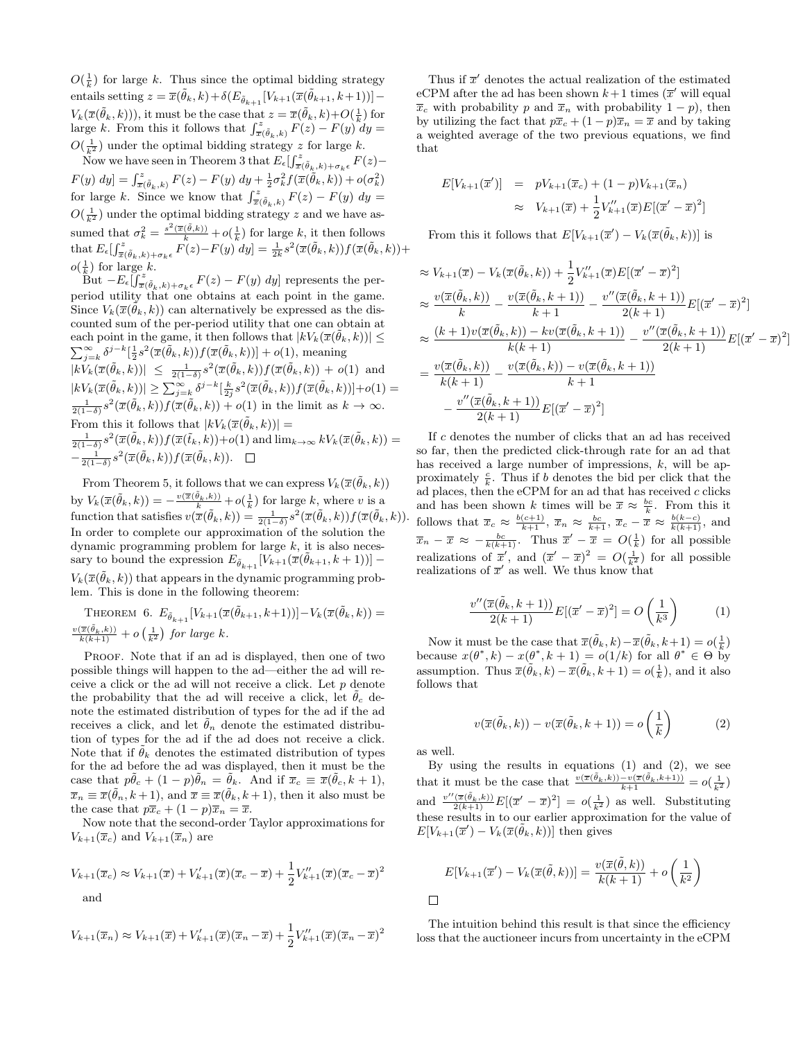$O(\frac{1}{k})$ for large $k$. Thus since the optimal bidding strategy entails setting $z = \overline{x}(\tilde{\theta}_k, k) + \delta(E_{\tilde{\theta}_{k+1}}[V_{k+1}(\overline{x}(\tilde{\theta}_{k+1}, k+1))] - V_k(\overline{x}(\tilde{\theta}_k, k)))$, it must be the case that $z = \overline{x}(\tilde{\theta}_k, k) + O(\frac{1}{k})$ for large $k$. From this it follows that $\int_{\overline{x}(\tilde{\theta}_k,k)}^{z} F(z) - F(y)\, dy = O(\frac{1}{k^2})$ under the optimal bidding strategy $z$ for large $k$.

Now we have seen in Theorem 3 that $E_\epsilon[\int_{\overline{x}(\tilde{\theta}_k,k)+\sigma_k\epsilon}^{z} F(z) - F(y)\, dy] = \int_{\overline{x}(\tilde{\theta}_k,k)}^{z} F(z) - F(y)\, dy + \frac{1}{2}\sigma_k^2 f(\overline{x}(\tilde{\theta}_k, k)) + o(\sigma_k^2)$ for large $k$. Since we know that $\int_{\overline{x}(\tilde{\theta}_k,k)}^{z} F(z) - F(y)\, dy = O(\frac{1}{k^2})$ under the optimal bidding strategy $z$ and we have assumed that $\sigma_k^2 = \frac{s^2(\overline{x}(\tilde{\theta},k))}{k} + o(\frac{1}{k})$ for large $k$, it then follows that $E_\epsilon[\int_{\overline{x}(\tilde{\theta}_k,k)+\sigma_k\epsilon}^{z} F(z) - F(y)\, dy] = \frac{1}{2k}s^2(\overline{x}(\tilde{\theta}_k, k))f(\overline{x}(\tilde{\theta}_k, k)) + o(\frac{1}{k})$ for large $k$.

But $-E_\epsilon[\int_{\overline{x}(\tilde{\theta}_k,k)+\sigma_k\epsilon}^{z} F(z) - F(y)\, dy]$ represents the per-period utility that one obtains at each point in the game. Since $V_k(\overline{x}(\tilde{\theta}_k, k))$ can alternatively be expressed as the discounted sum of the per-period utility that one can obtain at each point in the game, it then follows that $|kV_k(\overline{x}(\tilde{\theta}_k, k))| \leq \sum_{j=k}^{\infty} \delta^{j-k}[\frac{1}{2}s^2(\overline{x}(\tilde{\theta}_k, k))f(\overline{x}(\tilde{\theta}_k, k))] + o(1)$, meaning $|kV_k(\overline{x}(\tilde{\theta}_k, k))| \leq \frac{1}{2(1-\delta)}s^2(\overline{x}(\tilde{\theta}_k, k))f(\overline{x}(\tilde{\theta}_k, k)) + o(1)$ and $|kV_k(\overline{x}(\tilde{\theta}_k, k))| \geq \sum_{j=k}^{\infty} \delta^{j-k}[\frac{k}{2j}s^2(\overline{x}(\tilde{\theta}_k, k))f(\overline{x}(\tilde{\theta}_k, k))] + o(1) = \frac{1}{2(1-\delta)}s^2(\overline{x}(\tilde{\theta}_k, k))f(\overline{x}(\tilde{\theta}_k, k)) + o(1)$ in the limit as $k \to \infty$. From this it follows that $|kV_k(\overline{x}(\tilde{\theta}_k, k))| = \frac{1}{2(1-\delta)}s^2(\overline{x}(\tilde{\theta}_k, k))f(\overline{x}(\tilde{t}_k, k)) + o(1)$ and $\lim_{k\to\infty} kV_k(\overline{x}(\tilde{\theta}_k, k)) = -\frac{1}{2(1-\delta)}s^2(\overline{x}(\tilde{\theta}_k, k))f(\overline{x}(\tilde{\theta}_k, k))$. $\square$

From Theorem 5, it follows that we can express $V_k(\overline{x}(\tilde{\theta}_k, k))$ by $V_k(\overline{x}(\tilde{\theta}_k, k)) = -\frac{v(\overline{x}(\tilde{\theta}_k,k))}{k} + o(\frac{1}{k})$ for large $k$, where $v$ is a function that satisfies $v(\overline{x}(\tilde{\theta}_k, k)) = \frac{1}{2(1-\delta)}s^2(\overline{x}(\tilde{\theta}_k, k))f(\overline{x}(\tilde{\theta}_k, k))$. In order to complete our approximation of the solution the dynamic programming problem for large $k$, it is also necessary to bound the expression $E_{\tilde{\theta}_{k+1}}[V_{k+1}(\overline{x}(\tilde{\theta}_{k+1}, k+1))] - V_k(\overline{x}(\tilde{\theta}_k, k))$ that appears in the dynamic programming problem. This is done in the following theorem:

Theorem 6. *$E_{\tilde{\theta}_{k+1}}[V_{k+1}(\overline{x}(\tilde{\theta}_{k+1}, k+1))] - V_k(\overline{x}(\tilde{\theta}_k, k)) = \frac{v(\overline{x}(\tilde{\theta}_k,k))}{k(k+1)} + o\left(\frac{1}{k^2}\right)$ for large $k$.*

Proof. Note that if an ad is displayed, then one of two possible things will happen to the ad—either the ad will receive a click or the ad will not receive a click. Let $p$ denote the probability that the ad will receive a click, let $\tilde{\theta}_c$ denote the estimated distribution of types for the ad if the ad receives a click, and let $\tilde{\theta}_n$ denote the estimated distribution of types for the ad if the ad does not receive a click. Note that if $\tilde{\theta}_k$ denotes the estimated distribution of types for the ad before the ad was displayed, then it must be the case that $p\tilde{\theta}_c + (1-p)\tilde{\theta}_n = \tilde{\theta}_k$. And if $\overline{x}_c \equiv \overline{x}(\tilde{\theta}_c, k+1)$, $\overline{x}_n \equiv \overline{x}(\tilde{\theta}_n, k+1)$, and $\overline{x} \equiv \overline{x}(\tilde{\theta}_k, k+1)$, then it also must be the case that $p\overline{x}_c + (1-p)\overline{x}_n = \overline{x}$.

Now note that the second-order Taylor approximations for $V_{k+1}(\overline{x}_c)$ and $V_{k+1}(\overline{x}_n)$ are

$$V_{k+1}(\overline{x}_c) \approx V_{k+1}(\overline{x}) + V_{k+1}'(\overline{x})(\overline{x}_c - \overline{x}) + \frac{1}{2}V_{k+1}''(\overline{x})(\overline{x}_c - \overline{x})^2$$

and

$$V_{k+1}(\overline{x}_n) \approx V_{k+1}(\overline{x}) + V_{k+1}'(\overline{x})(\overline{x}_n - \overline{x}) + \frac{1}{2}V_{k+1}''(\overline{x})(\overline{x}_n - \overline{x})^2$$

Thus if $\overline{x}'$ denotes the actual realization of the estimated eCPM after the ad has been shown $k+1$ times ($\overline{x}'$ will equal $\overline{x}_c$ with probability $p$ and $\overline{x}_n$ with probability $1-p$), then by utilizing the fact that $p\overline{x}_c + (1-p)\overline{x}_n = \overline{x}$ and by taking a weighted average of the two previous equations, we find that

$$\begin{aligned} E[V_{k+1}(\overline{x}')] &= pV_{k+1}(\overline{x}_c) + (1-p)V_{k+1}(\overline{x}_n) \\ &\approx V_{k+1}(\overline{x}) + \frac{1}{2}V_{k+1}''(\overline{x})E[(\overline{x}' - \overline{x})^2] \end{aligned}$$

From this it follows that $E[V_{k+1}(\overline{x}') - V_k(\overline{x}(\tilde{\theta}_k, k))]$ is

$$\begin{aligned} &\approx V_{k+1}(\overline{x}) - V_k(\overline{x}(\tilde{\theta}_k, k)) + \frac{1}{2}V_{k+1}''(\overline{x})E[(\overline{x}' - \overline{x})^2] \\ &\approx \frac{v(\overline{x}(\tilde{\theta}_k, k))}{k} - \frac{v(\overline{x}(\tilde{\theta}_k, k+1))}{k+1} - \frac{v''(\overline{x}(\tilde{\theta}_k, k+1))}{2(k+1)}E[(\overline{x}' - \overline{x})^2] \\ &\approx \frac{(k+1)v(\overline{x}(\tilde{\theta}_k, k)) - kv(\overline{x}(\tilde{\theta}_k, k+1))}{k(k+1)} - \frac{v''(\overline{x}(\tilde{\theta}_k, k+1))}{2(k+1)}E[(\overline{x}' - \overline{x})^2] \\ &= \frac{v(\overline{x}(\tilde{\theta}_k, k))}{k(k+1)} - \frac{v(\overline{x}(\tilde{\theta}_k, k)) - v(\overline{x}(\tilde{\theta}_k, k+1))}{k+1} \\ &\quad - \frac{v''(\overline{x}(\tilde{\theta}_k, k+1))}{2(k+1)}E[(\overline{x}' - \overline{x})^2] \end{aligned}$$

If $c$ denotes the number of clicks that an ad has received so far, then the predicted click-through rate for an ad that has received a large number of impressions, $k$, will be approximately $\frac{c}{k}$. Thus if $b$ denotes the bid per click that the ad places, then the eCPM for an ad that has received $c$ clicks and has been shown $k$ times will be $\overline{x} \approx \frac{bc}{k}$. From this it follows that $\overline{x}_c \approx \frac{b(c+1)}{k+1}$, $\overline{x}_n \approx \frac{bc}{k+1}$, $\overline{x}_c - \overline{x} \approx \frac{b(k-c)}{k(k+1)}$, and $\overline{x}_n - \overline{x} \approx -\frac{bc}{k(k+1)}$. Thus $\overline{x}' - \overline{x} = O(\frac{1}{k})$ for all possible realizations of $\overline{x}'$, and $(\overline{x}' - \overline{x})^2 = O(\frac{1}{k^2})$ for all possible realizations of $\overline{x}'$ as well. We thus know that

$$\frac{v''(\overline{x}(\tilde{\theta}_k, k+1))}{2(k+1)}E[(\overline{x}' - \overline{x})^2] = O\left(\frac{1}{k^3}\right) \qquad (1)$$

Now it must be the case that $\overline{x}(\tilde{\theta}_k, k) - \overline{x}(\tilde{\theta}_k, k+1) = o(\frac{1}{k})$ because $x(\theta^*, k) - x(\theta^*, k+1) = o(1/k)$ for all $\theta^* \in \Theta$ by assumption. Thus $\overline{x}(\tilde{\theta}_k, k) - \overline{x}(\tilde{\theta}_k, k+1) = o(\frac{1}{k})$, and it also follows that

$$v(\overline{x}(\tilde{\theta}_k, k)) - v(\overline{x}(\tilde{\theta}_k, k+1)) = o\left(\frac{1}{k}\right) \qquad (2)$$

as well.

By using the results in equations (1) and (2), we see that it must be the case that $\frac{v(\overline{x}(\tilde{\theta}_k,k)) - v(\overline{x}(\tilde{\theta}_k,k+1))}{k+1} = o(\frac{1}{k^2})$ and $\frac{v''(\overline{x}(\tilde{\theta}_k,k))}{2(k+1)}E[(\overline{x}' - \overline{x})^2] = o(\frac{1}{k^2})$ as well. Substituting these results in to our earlier approximation for the value of $E[V_{k+1}(\overline{x}') - V_k(\overline{x}(\tilde{\theta}_k, k))]$ then gives

$$E[V_{k+1}(\overline{x}') - V_k(\overline{x}(\tilde{\theta}, k))] = \frac{v(\overline{x}(\tilde{\theta}, k))}{k(k+1)} + o\left(\frac{1}{k^2}\right)$$

$\square$

The intuition behind this result is that since the efficiency loss that the auctioneer incurs from uncertainty in the eCPM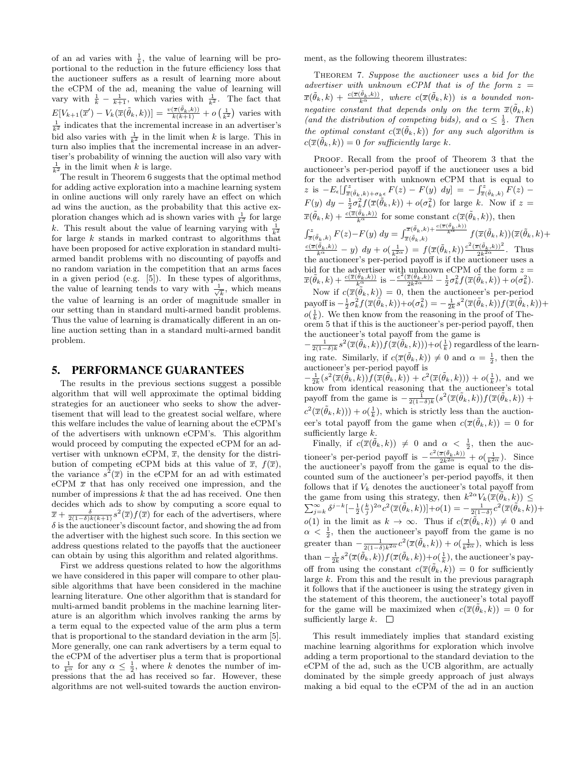of an ad varies with $\frac{1}{k}$, the value of learning will be proportional to the reduction in the future efficiency loss that the auctioneer suffers as a result of learning more about the eCPM of the ad, meaning the value of learning will vary with $\frac{1}{k} - \frac{1}{k+1}$, which varies with $\frac{1}{k^2}$. The fact that $E[V_{k+1}(\overline{x}') - V_k(\overline{x}(\tilde{\theta}_k, k))] = \frac{v(\overline{x}(\tilde{\theta}_k,k))}{k(k+1)} + o\left(\frac{1}{k^2}\right)$ varies with $\frac{1}{k^2}$ indicates that the incremental increase in an advertiser's bid also varies with $\frac{1}{k^2}$ in the limit when $k$ is large. This in turn also implies that the incremental increase in an advertiser's probability of winning the auction will also vary with $\frac{1}{k^2}$ in the limit when $k$ is large.

The result in Theorem 6 suggests that the optimal method for adding active exploration into a machine learning system in online auctions will only rarely have an effect on which ad wins the auction, as the probability that this active exploration changes which ad is shown varies with $\frac{1}{k^2}$ for large $k$. This result about the value of learning varying with $\frac{1}{k^2}$ for large $k$ stands in marked contrast to algorithms that have been proposed for active exploration in standard multi-armed bandit problems with no discounting of payoffs and no random variation in the competition that an arms faces in a given period (e.g. [5]). In these types of algorithms, the value of learning tends to vary with $\frac{1}{\sqrt{k}}$, which means the value of learning is an order of magnitude smaller in our setting than in standard multi-armed bandit problems. Thus the value of learning is dramatically different in an online auction setting than in a standard multi-armed bandit problem.

## 5. PERFORMANCE GUARANTEES

The results in the previous sections suggest a possible algorithm that will well approximate the optimal bidding strategies for an auctioneer who seeks to show the advertisement that will lead to the greatest social welfare, where this welfare includes the value of learning about the eCPM's of the advertisers with unknown eCPM's. This algorithm would proceed by computing the expected eCPM for an advertiser with unknown eCPM, $\overline{x}$, the density for the distribution of competing eCPM bids at this value of $\overline{x}$, $f(\overline{x})$, the variance $s^2(\overline{x})$ in the eCPM for an ad with estimated eCPM $\overline{x}$ that has only received one impression, and the number of impressions $k$ that the ad has received. One then decides which ads to show by computing a score equal to $\overline{x} + \frac{\delta}{2(1-\delta)k(k+1)} s^2(\overline{x}) f(\overline{x})$ for each of the advertisers, where $\delta$ is the auctioneer's discount factor, and showing the ad from the advertiser with the highest such score. In this section we address questions related to the payoffs that the auctioneer can obtain by using this algorithm and related algorithms.

First we address questions related to how the algorithms we have considered in this paper will compare to other plausible algorithms that have been considered in the machine learning literature. One other algorithm that is standard for multi-armed bandit problems in the machine learning literature is an algorithm which involves ranking the arms by a term equal to the expected value of the arm plus a term that is proportional to the standard deviation in the arm [5]. More generally, one can rank advertisers by a term equal to the eCPM of the advertiser plus a term that is proportional to $\frac{1}{k^\alpha}$ for any $\alpha \leq \frac{1}{2}$, where $k$ denotes the number of impressions that the ad has received so far. However, these algorithms are not well-suited towards the auction environment, as the following theorem illustrates:

THEOREM 7. *Suppose the auctioneer uses a bid for the advertiser with unknown eCPM that is of the form $z = \overline{x}(\tilde{\theta}_k, k) + \frac{c(\overline{x}(\tilde{\theta}_k,k))}{k^\alpha}$, where $c(\overline{x}(\tilde{\theta}_k, k))$ is a bounded nonnegative constant that depends only on the term $\overline{x}(\tilde{\theta}_k, k)$ (and the distribution of competing bids), and $\alpha \leq \frac{1}{2}$. Then the optimal constant $c(\overline{x}(\tilde{\theta}_k, k))$ for any such algorithm is $c(\overline{x}(\tilde{\theta}_k, k)) = 0$ for sufficiently large $k$.*

PROOF. Recall from the proof of Theorem 3 that the auctioneer's per-period payoff if the auctioneer uses a bid for the advertiser with unknown eCPM that is equal to $z$ is $-E_\epsilon[\int_{\overline{x}(\tilde{\theta}_k,k)+\sigma_k\epsilon}^{z} F(z) - F(y)\ dy] = -\int_{\overline{x}(\tilde{\theta}_k,k)}^{z} F(z) - F(y)\ dy - \frac{1}{2}\sigma_k^2 f(\overline{x}(\tilde{\theta}_k, k)) + o(\sigma_k^2)$ for large $k$. Now if $z = \overline{x}(\tilde{\theta}_k, k) + \frac{c(\overline{x}(\tilde{\theta}_k,k))}{k^\alpha}$ for some constant $c(\overline{x}(\tilde{\theta}_k, k))$, then $\int_{\overline{x}(\tilde{\theta}_k,k)}^{z} F(z) - F(y)\ dy = \int_{\overline{x}(\tilde{\theta}_k,k)}^{\overline{x}(\tilde{\theta}_k,k)+\frac{c(\overline{x}(\tilde{\theta}_k,k))}{k^\alpha}} f(\overline{x}(\tilde{\theta}_k, k))(\overline{x}(\tilde{\theta}_k, k) + \frac{c(\overline{x}(\tilde{\theta}_k,k))}{k^\alpha} - y)\ dy + o(\frac{1}{k^{2\alpha}}) = f(\overline{x}(\tilde{\theta}_k, k))\frac{c^2(\overline{x}(\tilde{\theta}_k,k))^2}{2k^{2\alpha}}$. Thus the auctioneer's per-period payoff is if the auctioneer uses a bid for the advertiser with unknown eCPM of the form $z = \overline{x}(\tilde{\theta}_k, k) + \frac{c(\overline{x}(\tilde{\theta}_k,k))}{k^\alpha}$ is $-\frac{c^2(\overline{x}(\tilde{\theta}_k,k))}{2k^{2\alpha}} - \frac{1}{2}\sigma_k^2 f(\overline{x}(\tilde{\theta}_k, k)) + o(\sigma_k^2)$.

Now if $c(\overline{x}(\tilde{\theta}_k, k)) = 0$, then the auctioneer's per-period payoff is $-\frac{1}{2}\sigma_k^2 f(\overline{x}(\tilde{\theta}_k, k)) + o(\sigma_k^2) = -\frac{1}{2k} s^2(\overline{x}(\tilde{\theta}_k, k)) f(\overline{x}(\tilde{\theta}_k, k)) + o(\frac{1}{k})$. We then know from the reasoning in the proof of Theorem 5 that if this is the auctioneer's per-period payoff, then the auctioneer's total payoff from the game is $-\frac{1}{2(1-\delta)k} s^2(\overline{x}(\tilde{\theta}_k, k)) f(\overline{x}(\tilde{\theta}_k, k))) + o(\frac{1}{k})$ regardless of the learning rate. Similarly, if $c(\overline{x}(\tilde{\theta}_k, k)) \neq 0$ and $\alpha = \frac{1}{2}$, then the auctioneer's per-period payoff is $-\frac{1}{2k}(s^2(\overline{x}(\tilde{\theta}_k, k)) f(\overline{x}(\tilde{\theta}_k, k)) + c^2(\overline{x}(\tilde{\theta}_k, k))) + o(\frac{1}{k})$, and we know from identical reasoning that the auctioneer's total payoff from the game is $-\frac{1}{2(1-\delta)k}(s^2(\overline{x}(\tilde{\theta}_k, k)) f(\overline{x}(\tilde{\theta}_k, k)) + c^2(\overline{x}(\tilde{\theta}_k, k))) + o(\frac{1}{k})$, which is strictly less than the auctioneer's total payoff from the game when $c(\overline{x}(\tilde{\theta}_k, k)) = 0$ for sufficiently large $k$.

Finally, if $c(\overline{x}(\tilde{\theta}_k, k)) \neq 0$ and $\alpha < \frac{1}{2}$, then the auctioneer's per-period payoff is $-\frac{c^2(\overline{x}(\tilde{\theta}_k,k))}{2k^{2\alpha}} + o(\frac{1}{k^{2\alpha}})$. Since the auctioneer's payoff from the game is equal to the discounted sum of the auctioneer's per-period payoffs, it then follows that if $V_k$ denotes the auctioneer's total payoff from the game from using this strategy, then $k^{2\alpha} V_k(\overline{x}(\tilde{\theta}_k, k)) \leq \sum_{j=k}^{\infty} \delta^{j-k}[-\frac{1}{2}(\frac{k}{j})^{2\alpha} c^2(\overline{x}(\tilde{\theta}_k, k))] + o(1) = -\frac{1}{2(1-\delta)} c^2(\overline{x}(\tilde{\theta}_k, k)) + o(1)$ in the limit as $k \to \infty$. Thus if $c(\overline{x}(\tilde{\theta}_k, k)) \neq 0$ and $\alpha < \frac{1}{2}$, then the auctioneer's payoff from the game is no greater than $-\frac{1}{2(1-\delta)k^{2\alpha}} c^2(\overline{x}(\tilde{\theta}_k, k)) + o(\frac{1}{k^{2\alpha}})$, which is less than $-\frac{1}{2k} s^2(\overline{x}(\tilde{\theta}_k, k)) f(\overline{x}(\tilde{\theta}_k, k)) + o(\frac{1}{k})$, the auctioneer's payoff from using the constant $c(\overline{x}(\tilde{\theta}_k, k)) = 0$ for sufficiently large $k$. From this and the result in the previous paragraph it follows that if the auctioneer is using the strategy given in the statement of this theorem, the auctioneer's total payoff for the game will be maximized when $c(\overline{x}(\tilde{\theta}_k, k)) = 0$ for sufficiently large $k$. □

This result immediately implies that standard existing machine learning algorithms for exploration which involve adding a term proportional to the standard deviation to the eCPM of the ad, such as the UCB algorithm, are actually dominated by the simple greedy approach of just always making a bid equal to the eCPM of the ad in an auction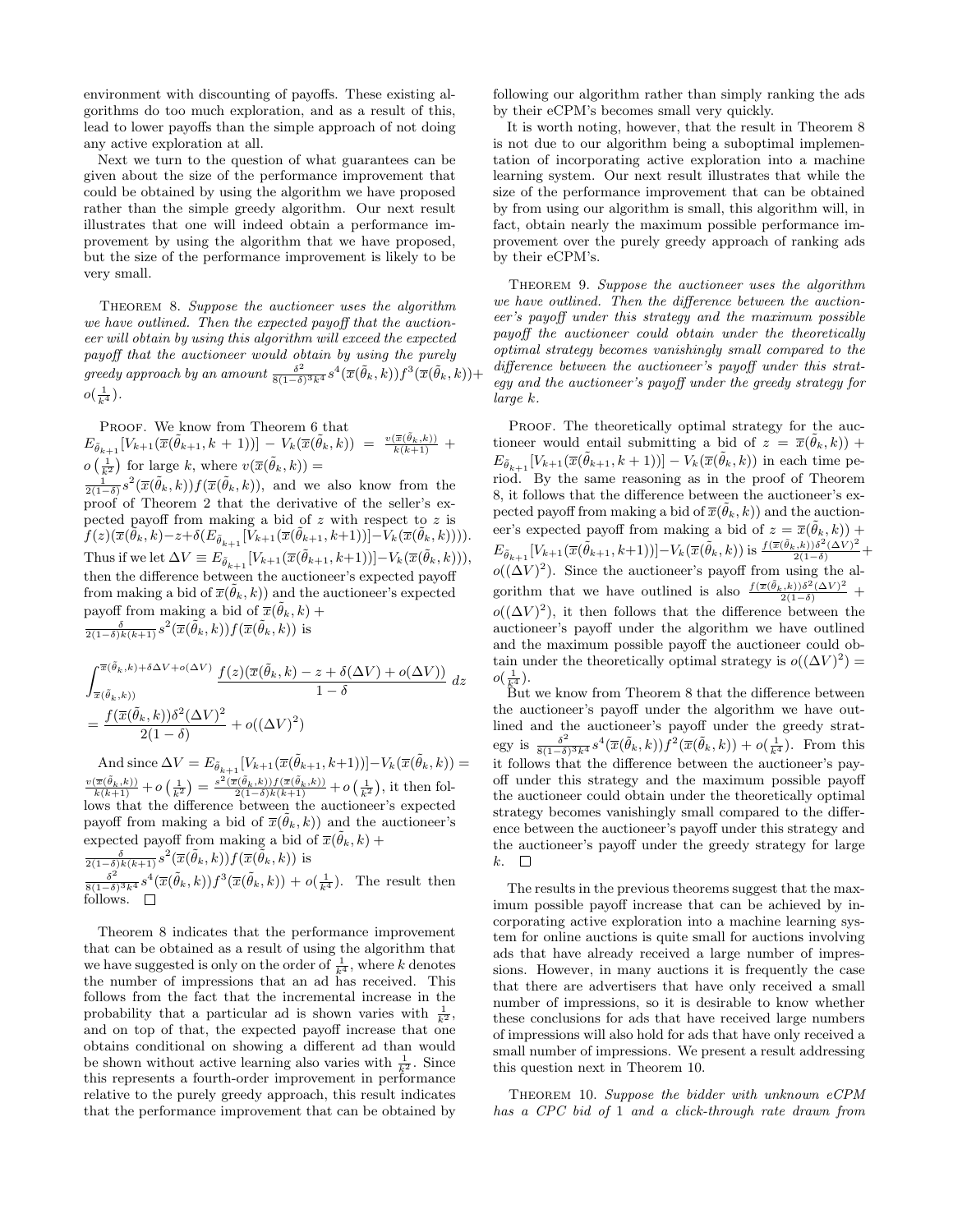environment with discounting of payoffs. These existing algorithms do too much exploration, and as a result of this, lead to lower payoffs than the simple approach of not doing any active exploration at all.

Next we turn to the question of what guarantees can be given about the size of the performance improvement that could be obtained by using the algorithm we have proposed rather than the simple greedy algorithm. Our next result illustrates that one will indeed obtain a performance improvement by using the algorithm that we have proposed, but the size of the performance improvement is likely to be very small.

Theorem 8. *Suppose the auctioneer uses the algorithm we have outlined. Then the expected payoff that the auctioneer will obtain by using this algorithm will exceed the expected payoff that the auctioneer would obtain by using the purely greedy approach by an amount* $\frac{\delta^2}{8(1-\delta)^3 k^4} s^4(\overline{x}(\tilde{\theta}_k, k)) f^3(\overline{x}(\tilde{\theta}_k, k)) + o(\frac{1}{k^4})$.

Proof. We know from Theorem 6 that $E_{\tilde{\theta}_{k+1}}[V_{k+1}(\overline{x}(\tilde{\theta}_{k+1}, k+1))] - V_k(\overline{x}(\tilde{\theta}_k, k)) = \frac{v(\overline{x}(\tilde{\theta}_k,k))}{k(k+1)} + o\left(\frac{1}{k^2}\right)$ for large $k$, where $v(\overline{x}(\tilde{\theta}_k, k)) = \frac{1}{2(1-\delta)} s^2(\overline{x}(\tilde{\theta}_k, k)) f(\overline{x}(\tilde{\theta}_k, k))$, and we also know from the proof of Theorem 2 that the derivative of the seller's expected payoff from making a bid of $z$ with respect to $z$ is $f(z)(\overline{x}(\tilde{\theta}_k, k) - z + \delta(E_{\tilde{\theta}_{k+1}}[V_{k+1}(\overline{x}(\tilde{\theta}_{k+1}, k+1))] - V_k(\overline{x}(\tilde{\theta}_k, k))))$. Thus if we let $\Delta V \equiv E_{\tilde{\theta}_{k+1}}[V_{k+1}(\overline{x}(\tilde{\theta}_{k+1}, k+1))] - V_k(\overline{x}(\tilde{\theta}_k, k))$, then the difference between the auctioneer's expected payoff from making a bid of $\overline{x}(\tilde{\theta}_k, k))$ and the auctioneer's expected payoff from making a bid of $\overline{x}(\tilde{\theta}_k, k) + \frac{\delta}{2(1-\delta)k(k+1)} s^2(\overline{x}(\tilde{\theta}_k, k)) f(\overline{x}(\tilde{\theta}_k, k))$ is

$$\int_{\overline{x}(\tilde{\theta}_k,k))}^{\overline{x}(\tilde{\theta}_k,k)+\delta\Delta V + o(\Delta V)} \frac{f(z)(\overline{x}(\tilde{\theta}_k, k) - z + \delta(\Delta V) + o(\Delta V))}{1-\delta}\, dz$$
$$= \frac{f(\overline{x}(\tilde{\theta}_k, k))\delta^2(\Delta V)^2}{2(1-\delta)} + o((\Delta V)^2)$$

And since $\Delta V = E_{\tilde{\theta}_{k+1}}[V_{k+1}(\overline{x}(\tilde{\theta}_{k+1}, k+1))] - V_k(\overline{x}(\tilde{\theta}_k, k)) = \frac{v(\overline{x}(\tilde{\theta}_k,k))}{k(k+1)} + o\left(\frac{1}{k^2}\right) = \frac{s^2(\overline{x}(\tilde{\theta}_k,k)) f(\overline{x}(\tilde{\theta}_k,k))}{2(1-\delta)k(k+1)} + o\left(\frac{1}{k^2}\right)$, it then follows that the difference between the auctioneer's expected payoff from making a bid of $\overline{x}(\tilde{\theta}_k, k))$ and the auctioneer's expected payoff from making a bid of $\overline{x}(\tilde{\theta}_k, k) + \frac{\delta}{2(1-\delta)k(k+1)} s^2(\overline{x}(\tilde{\theta}_k, k)) f(\overline{x}(\tilde{\theta}_k, k))$ is $\frac{\delta^2}{8(1-\delta)^3 k^4} s^4(\overline{x}(\tilde{\theta}_k, k)) f^3(\overline{x}(\tilde{\theta}_k, k)) + o(\frac{1}{k^4})$. The result then follows. □

Theorem 8 indicates that the performance improvement that can be obtained as a result of using the algorithm that we have suggested is only on the order of $\frac{1}{k^4}$, where $k$ denotes the number of impressions that an ad has received. This follows from the fact that the incremental increase in the probability that a particular ad is shown varies with $\frac{1}{k^2}$, and on top of that, the expected payoff increase that one obtains conditional on showing a different ad than would be shown without active learning also varies with $\frac{1}{k^2}$. Since this represents a fourth-order improvement in performance relative to the purely greedy approach, this result indicates that the performance improvement that can be obtained by following our algorithm rather than simply ranking the ads by their eCPM's becomes small very quickly.

It is worth noting, however, that the result in Theorem 8 is not due to our algorithm being a suboptimal implementation of incorporating active exploration into a machine learning system. Our next result illustrates that while the size of the performance improvement that can be obtained by from using our algorithm is small, this algorithm will, in fact, obtain nearly the maximum possible performance improvement over the purely greedy approach of ranking ads by their eCPM's.

Theorem 9. *Suppose the auctioneer uses the algorithm we have outlined. Then the difference between the auctioneer's payoff under this strategy and the maximum possible payoff the auctioneer could obtain under the theoretically optimal strategy becomes vanishingly small compared to the difference between the auctioneer's payoff under this strategy and the auctioneer's payoff under the greedy strategy for large $k$.*

Proof. The theoretically optimal strategy for the auctioneer would entail submitting a bid of $z = \overline{x}(\tilde{\theta}_k, k)) + E_{\tilde{\theta}_{k+1}}[V_{k+1}(\overline{x}(\tilde{\theta}_{k+1}, k+1))] - V_k(\overline{x}(\tilde{\theta}_k, k))$ in each time period. By the same reasoning as in the proof of Theorem 8, it follows that the difference between the auctioneer's expected payoff from making a bid of $\overline{x}(\tilde{\theta}_k, k))$ and the auctioneer's expected payoff from making a bid of $z = \overline{x}(\tilde{\theta}_k, k)) + E_{\tilde{\theta}_{k+1}}[V_{k+1}(\overline{x}(\tilde{\theta}_{k+1}, k+1))] - V_k(\overline{x}(\tilde{\theta}_k, k))$ is $\frac{f(\overline{x}(\tilde{\theta}_k,k))\delta^2(\Delta V)^2}{2(1-\delta)} + o((\Delta V)^2)$. Since the auctioneer's payoff from using the algorithm that we have outlined is also $\frac{f(\overline{x}(\tilde{\theta}_k,k))\delta^2(\Delta V)^2}{2(1-\delta)} + o((\Delta V)^2)$, it then follows that the difference between the auctioneer's payoff under the algorithm we have outlined and the maximum possible payoff the auctioneer could obtain under the theoretically optimal strategy is $o((\Delta V)^2) = o(\frac{1}{k^4})$.

But we know from Theorem 8 that the difference between the auctioneer's payoff under the algorithm we have outlined and the auctioneer's payoff under the greedy strategy is $\frac{\delta^2}{8(1-\delta)^3 k^4} s^4(\overline{x}(\tilde{\theta}_k, k)) f^2(\overline{x}(\tilde{\theta}_k, k)) + o(\frac{1}{k^4})$. From this it follows that the difference between the auctioneer's payoff under this strategy and the maximum possible payoff the auctioneer could obtain under the theoretically optimal strategy becomes vanishingly small compared to the difference between the auctioneer's payoff under this strategy and the auctioneer's payoff under the greedy strategy for large $k$. □

The results in the previous theorems suggest that the maximum possible payoff increase that can be achieved by incorporating active exploration into a machine learning system for online auctions is quite small for auctions involving ads that have already received a large number of impressions. However, in many auctions it is frequently the case that there are advertisers that have only received a small number of impressions, so it is desirable to know whether these conclusions for ads that have received large numbers of impressions will also hold for ads that have only received a small number of impressions. We present a result addressing this question next in Theorem 10.

Theorem 10. *Suppose the bidder with unknown eCPM has a CPC bid of 1 and a click-through rate drawn from*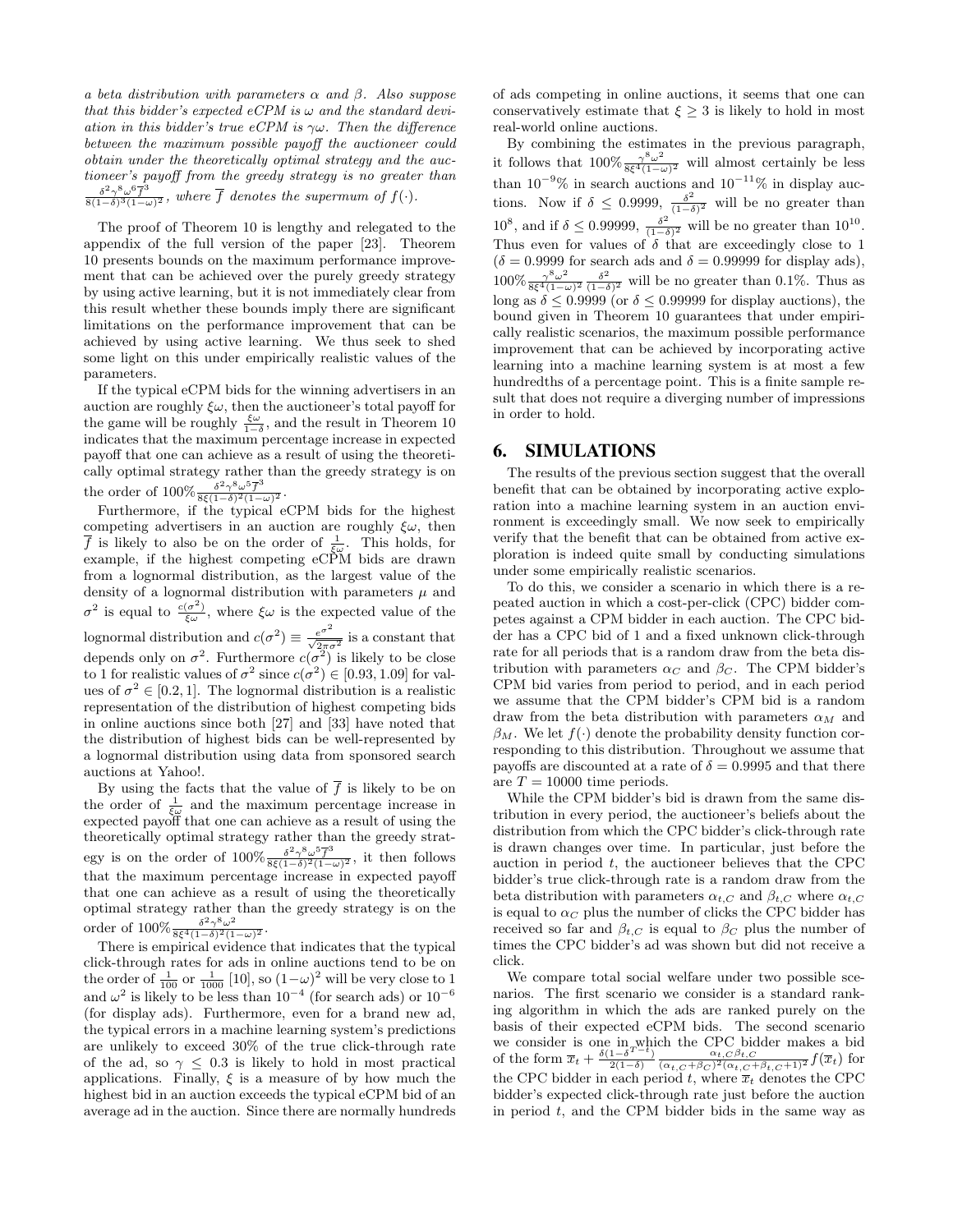*a beta distribution with parameters $\alpha$ and $\beta$. Also suppose that this bidder's expected eCPM is $\omega$ and the standard deviation in this bidder's true eCPM is $\gamma\omega$. Then the difference between the maximum possible payoff the auctioneer could obtain under the theoretically optimal strategy and the auctioneer's payoff from the greedy strategy is no greater than $\frac{\delta^2\omega^6\overline{f}^3}{8(1-\delta)^3(1-\omega)^2}$, where $\overline{f}$ denotes the supermum of $f(\cdot)$.*

The proof of Theorem 10 is lengthy and relegated to the appendix of the full version of the paper [23]. Theorem 10 presents bounds on the maximum performance improvement that can be achieved over the purely greedy strategy by using active learning, but it is not immediately clear from this result whether these bounds imply there are significant limitations on the performance improvement that can be achieved by using active learning. We thus seek to shed some light on this under empirically realistic values of the parameters.

If the typical eCPM bids for the winning advertisers in an auction are roughly $\xi\omega$, then the auctioneer's total payoff for the game will be roughly $\frac{\xi\omega}{1-\delta}$, and the result in Theorem 10 indicates that the maximum percentage increase in expected payoff that one can achieve as a result of using the theoretically optimal strategy rather than the greedy strategy is on the order of $100\%\frac{\delta^2\gamma^8\omega^5\overline{f}^3}{8\xi(1-\delta)^2(1-\omega)^2}$.

Furthermore, if the typical eCPM bids for the highest competing advertisers in an auction are roughly $\xi\omega$, then $\overline{f}$ is likely to also be on the order of $\frac{1}{\xi\omega}$. This holds, for example, if the highest competing eCPM bids are drawn from a lognormal distribution, as the largest value of the density of a lognormal distribution with parameters $\mu$ and $\sigma^2$ is equal to $\frac{c(\sigma^2)}{\xi\omega}$, where $\xi\omega$ is the expected value of the lognormal distribution and $c(\sigma^2) \equiv \frac{e^{\sigma^2}}{\sqrt{2\pi\sigma^2}}$ is a constant that depends only on $\sigma^2$. Furthermore $c(\sigma^2)$ is likely to be close to 1 for realistic values of $\sigma^2$ since $c(\sigma^2) \in [0.93, 1.09]$ for values of $\sigma^2 \in [0.2, 1]$. The lognormal distribution is a realistic representation of the distribution of highest competing bids in online auctions since both [27] and [33] have noted that the distribution of highest bids can be well-represented by a lognormal distribution using data from sponsored search auctions at Yahoo!.

By using the facts that the value of $\overline{f}$ is likely to be on the order of $\frac{1}{\xi\omega}$ and the maximum percentage increase in expected payoff that one can achieve as a result of using the theoretically optimal strategy rather than the greedy strategy is on the order of $100\%\frac{\delta^2\gamma^8\omega^5\overline{f}^3}{8\xi(1-\delta)^2(1-\omega)^2}$, it then follows that the maximum percentage increase in expected payoff that one can achieve as a result of using the theoretically optimal strategy rather than the greedy strategy is on the order of $100\%\frac{\delta^2\gamma^8\omega^2}{8\xi^4(1-\delta)^2(1-\omega)^2}$.

There is empirical evidence that indicates that the typical click-through rates for ads in online auctions tend to be on the order of $\frac{1}{100}$ or $\frac{1}{1000}$ [10], so $(1-\omega)^2$ will be very close to 1 and $\omega^2$ is likely to be less than $10^{-4}$ (for search ads) or $10^{-6}$ (for display ads). Furthermore, even for a brand new ad, the typical errors in a machine learning system's predictions are unlikely to exceed 30% of the true click-through rate of the ad, so $\gamma \leq 0.3$ is likely to hold in most practical applications. Finally, $\xi$ is a measure of by how much the highest bid in an auction exceeds the typical eCPM bid of an average ad in the auction. Since there are normally hundreds of ads competing in online auctions, it seems that one can conservatively estimate that $\xi \geq 3$ is likely to hold in most real-world online auctions.

By combining the estimates in the previous paragraph, it follows that $100\%\frac{\gamma^8\omega^2}{8\xi^4(1-\omega)^2}$ will almost certainly be less than $10^{-9}\%$ in search auctions and $10^{-11}\%$ in display auctions. Now if $\delta \leq 0.9999$, $\frac{\delta^2}{(1-\delta)^2}$ will be no greater than $10^8$, and if $\delta \leq 0.99999$, $\frac{\delta^2}{(1-\delta)^2}$ will be no greater than $10^{10}$. Thus even for values of $\delta$ that are exceedingly close to 1 ($\delta = 0.9999$ for search ads and $\delta = 0.99999$ for display ads), $100\%\frac{\gamma^8\omega^2}{8\xi^4(1-\omega)^2}\frac{\delta^2}{(1-\delta)^2}$ will be no greater than 0.1%. Thus as long as $\delta \leq 0.9999$ (or $\delta \leq 0.99999$ for display auctions), the bound given in Theorem 10 guarantees that under empirically realistic scenarios, the maximum possible performance improvement that can be achieved by incorporating active learning into a machine learning system is at most a few hundredths of a percentage point. This is a finite sample result that does not require a diverging number of impressions in order to hold.

## 6. SIMULATIONS

The results of the previous section suggest that the overall benefit that can be obtained by incorporating active exploration into a machine learning system in an auction environment is exceedingly small. We now seek to empirically verify that the benefit that can be obtained from active exploration is indeed quite small by conducting simulations under some empirically realistic scenarios.

To do this, we consider a scenario in which there is a repeated auction in which a cost-per-click (CPC) bidder competes against a CPM bidder in each auction. The CPC bidder has a CPC bid of 1 and a fixed unknown click-through rate for all periods that is a random draw from the beta distribution with parameters $\alpha_C$ and $\beta_C$. The CPM bidder's CPM bid varies from period to period, and in each period we assume that the CPM bidder's CPM bid is a random draw from the beta distribution with parameters $\alpha_M$ and $\beta_M$. We let $f(\cdot)$ denote the probability density function corresponding to this distribution. Throughout we assume that payoffs are discounted at a rate of $\delta = 0.9995$ and that there are $T = 10000$ time periods.

While the CPM bidder's bid is drawn from the same distribution in every period, the auctioneer's beliefs about the distribution from which the CPC bidder's click-through rate is drawn changes over time. In particular, just before the auction in period $t$, the auctioneer believes that the CPC bidder's true click-through rate is a random draw from the beta distribution with parameters $\alpha_{t,C}$ and $\beta_{t,C}$ where $\alpha_{t,C}$ is equal to $\alpha_C$ plus the number of clicks the CPC bidder has received so far and $\beta_{t,C}$ is equal to $\beta_C$ plus the number of times the CPC bidder's ad was shown but did not receive a click.

We compare total social welfare under two possible scenarios. The first scenario we consider is a standard ranking algorithm in which the ads are ranked purely on the basis of their expected eCPM bids. The second scenario we consider is one in which the CPC bidder makes a bid of the form $\overline{x}_t + \frac{\delta(1-\delta^{T-t})}{2(1-\delta)}\frac{\alpha_{t,C}\beta_{t,C}}{(\alpha_{t,C}+\beta_C)^2(\alpha_{t,C}+\beta_{t,C}+1)^2}f(\overline{x}_t)$ for the CPC bidder in each period $t$, where $\overline{x}_t$ denotes the CPC bidder's expected click-through rate just before the auction in period $t$, and the CPM bidder bids in the same way as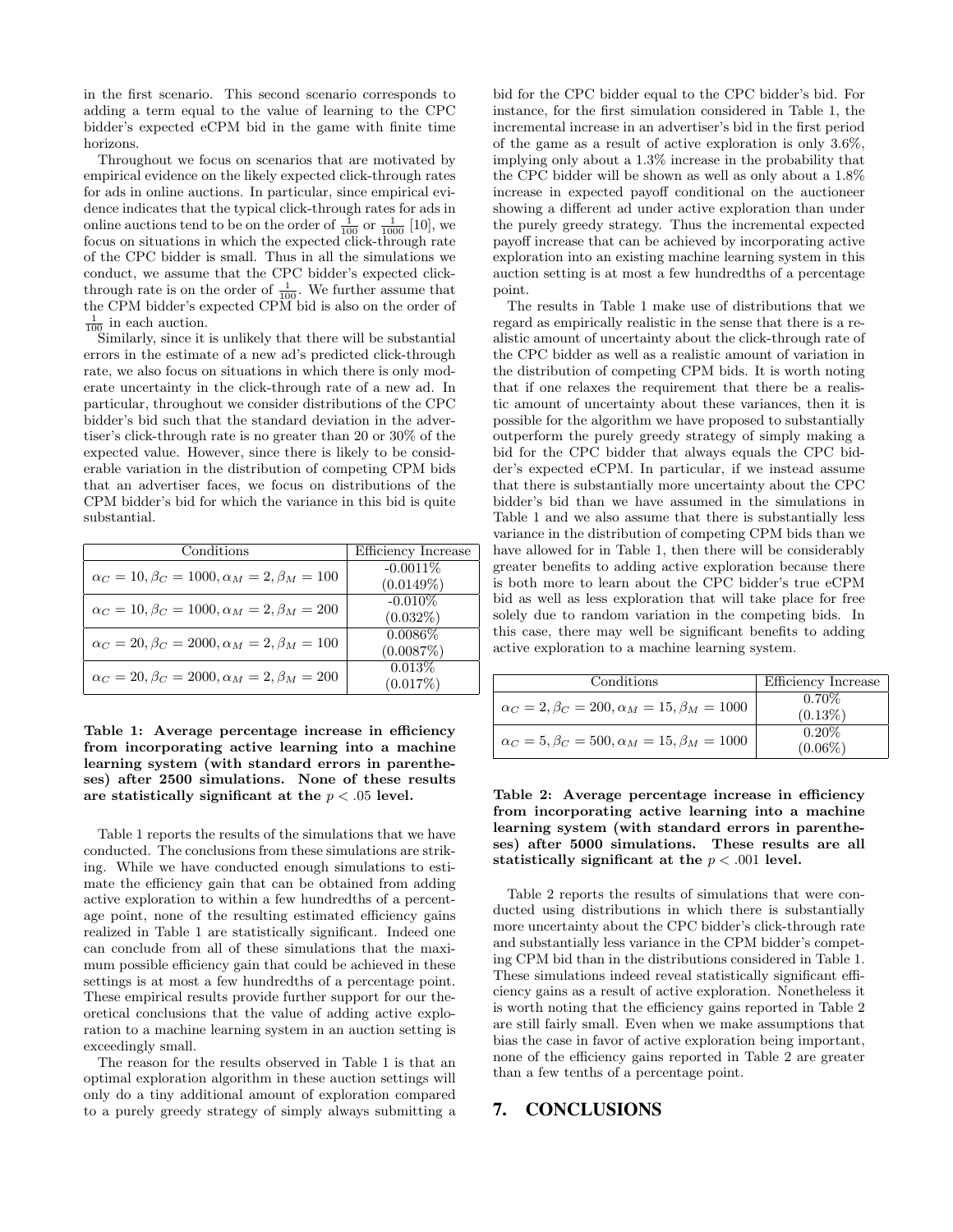in the first scenario. This second scenario corresponds to adding a term equal to the value of learning to the CPC bidder's expected eCPM bid in the game with finite time horizons.

Throughout we focus on scenarios that are motivated by empirical evidence on the likely expected click-through rates for ads in online auctions. In particular, since empirical evidence indicates that the typical click-through rates for ads in online auctions tend to be on the order of $\frac{1}{100}$ or $\frac{1}{1000}$ [10], we focus on situations in which the expected click-through rate of the CPC bidder is small. Thus in all the simulations we conduct, we assume that the CPC bidder's expected click-through rate is on the order of $\frac{1}{100}$. We further assume that the CPM bidder's expected CPM bid is also on the order of $\frac{1}{100}$ in each auction.

Similarly, since it is unlikely that there will be substantial errors in the estimate of a new ad's predicted click-through rate, we also focus on situations in which there is only moderate uncertainty in the click-through rate of a new ad. In particular, throughout we consider distributions of the CPC bidder's bid such that the standard deviation in the advertiser's click-through rate is no greater than 20 or 30% of the expected value. However, since there is likely to be considerable variation in the distribution of competing CPM bids that an advertiser faces, we focus on distributions of the CPM bidder's bid for which the variance in this bid is quite substantial.

| Conditions | Efficiency Increase |
|---|---|
| $\alpha_C = 10, \beta_C = 1000, \alpha_M = 2, \beta_M = 100$ | -0.0011% (0.0149%) |
| $\alpha_C = 10, \beta_C = 1000, \alpha_M = 2, \beta_M = 200$ | -0.010% (0.032%) |
| $\alpha_C = 20, \beta_C = 2000, \alpha_M = 2, \beta_M = 100$ | 0.0086% (0.0087%) |
| $\alpha_C = 20, \beta_C = 2000, \alpha_M = 2, \beta_M = 200$ | 0.013% (0.017%) |

**Table 1: Average percentage increase in efficiency from incorporating active learning into a machine learning system (with standard errors in parentheses) after 2500 simulations. None of these results are statistically significant at the $p < .05$ level.**

Table 1 reports the results of the simulations that we have conducted. The conclusions from these simulations are striking. While we have conducted enough simulations to estimate the efficiency gain that can be obtained from adding active exploration to within a few hundredths of a percentage point, none of the resulting estimated efficiency gains realized in Table 1 are statistically significant. Indeed one can conclude from all of these simulations that the maximum possible efficiency gain that could be achieved in these settings is at most a few hundredths of a percentage point. These empirical results provide further support for our theoretical conclusions that the value of adding active exploration to a machine learning system in an auction setting is exceedingly small.

The reason for the results observed in Table 1 is that an optimal exploration algorithm in these auction settings will only do a tiny additional amount of exploration compared to a purely greedy strategy of simply always submitting a bid for the CPC bidder equal to the CPC bidder's bid. For instance, for the first simulation considered in Table 1, the incremental increase in an advertiser's bid in the first period of the game as a result of active exploration is only 3.6%, implying only about a 1.3% increase in the probability that the CPC bidder will be shown as well as only about a 1.8% increase in expected payoff conditional on the auctioneer showing a different ad under active exploration than under the purely greedy strategy. Thus the incremental expected payoff increase that can be achieved by incorporating active exploration into an existing machine learning system in this auction setting is at most a few hundredths of a percentage point.

The results in Table 1 make use of distributions that we regard as empirically realistic in the sense that there is a realistic amount of uncertainty about the click-through rate of the CPC bidder as well as a realistic amount of variation in the distribution of competing CPM bids. It is worth noting that if one relaxes the requirement that there be a realistic amount of uncertainty about these variances, then it is possible for the algorithm we have proposed to substantially outperform the purely greedy strategy of simply making a bid for the CPC bidder that always equals the CPC bidder's expected eCPM. In particular, if we instead assume that there is substantially more uncertainty about the CPC bidder's bid than we have assumed in the simulations in Table 1 and we also assume that there is substantially less variance in the distribution of competing CPM bids than we have allowed for in Table 1, then there will be considerably greater benefits to adding active exploration because there is both more to learn about the CPC bidder's true eCPM bid as well as less exploration that will take place for free solely due to random variation in the competing bids. In this case, there may well be significant benefits to adding active exploration to a machine learning system.

| Conditions | Efficiency Increase |
|---|---|
| $\alpha_C = 2, \beta_C = 200, \alpha_M = 15, \beta_M = 1000$ | 0.70% (0.13%) |
| $\alpha_C = 5, \beta_C = 500, \alpha_M = 15, \beta_M = 1000$ | 0.20% (0.06%) |

**Table 2: Average percentage increase in efficiency from incorporating active learning into a machine learning system (with standard errors in parentheses) after 5000 simulations. These results are all statistically significant at the $p < .001$ level.**

Table 2 reports the results of simulations that were conducted using distributions in which there is substantially more uncertainty about the CPC bidder's click-through rate and substantially less variance in the CPM bidder's competing CPM bid than in the distributions considered in Table 1. These simulations indeed reveal statistically significant efficiency gains as a result of active exploration. Nonetheless it is worth noting that the efficiency gains reported in Table 2 are still fairly small. Even when we make assumptions that bias the case in favor of active exploration being important, none of the efficiency gains reported in Table 2 are greater than a few tenths of a percentage point.

## 7. CONCLUSIONS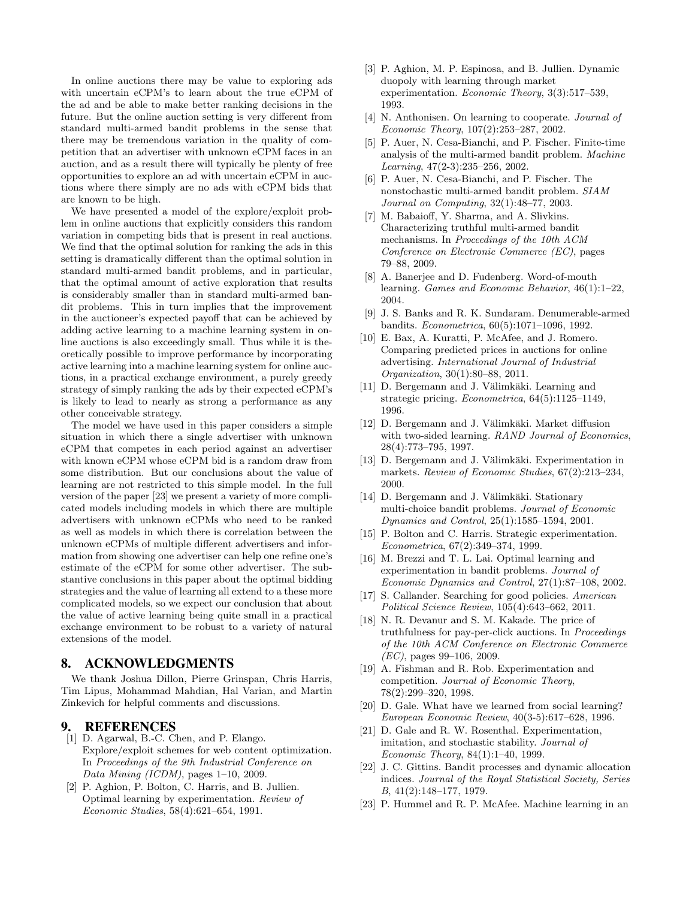In online auctions there may be value to exploring ads with uncertain eCPM's to learn about the true eCPM of the ad and be able to make better ranking decisions in the future. But the online auction setting is very different from standard multi-armed bandit problems in the sense that there may be tremendous variation in the quality of competition that an advertiser with unknown eCPM faces in an auction, and as a result there will typically be plenty of free opportunities to explore an ad with uncertain eCPM in auctions where there simply are no ads with eCPM bids that are known to be high.

We have presented a model of the explore/exploit problem in online auctions that explicitly considers this random variation in competing bids that is present in real auctions. We find that the optimal solution for ranking the ads in this setting is dramatically different than the optimal solution in standard multi-armed bandit problems, and in particular, that the optimal amount of active exploration that results is considerably smaller than in standard multi-armed bandit problems. This in turn implies that the improvement in the auctioneer's expected payoff that can be achieved by adding active learning to a machine learning system in online auctions is also exceedingly small. Thus while it is theoretically possible to improve performance by incorporating active learning into a machine learning system for online auctions, in a practical exchange environment, a purely greedy strategy of simply ranking the ads by their expected eCPM's is likely to lead to nearly as strong a performance as any other conceivable strategy.

The model we have used in this paper considers a simple situation in which there a single advertiser with unknown eCPM that competes in each period against an advertiser with known eCPM whose eCPM bid is a random draw from some distribution. But our conclusions about the value of learning are not restricted to this simple model. In the full version of the paper [23] we present a variety of more complicated models including models in which there are multiple advertisers with unknown eCPMs who need to be ranked as well as models in which there is correlation between the unknown eCPMs of multiple different advertisers and information from showing one advertiser can help one refine one's estimate of the eCPM for some other advertiser. The substantive conclusions in this paper about the optimal bidding strategies and the value of learning all extend to a these more complicated models, so we expect our conclusion that about the value of active learning being quite small in a practical exchange environment to be robust to a variety of natural extensions of the model.

## 8. ACKNOWLEDGMENTS

We thank Joshua Dillon, Pierre Grinspan, Chris Harris, Tim Lipus, Mohammad Mahdian, Hal Varian, and Martin Zinkevich for helpful comments and discussions.

## 9. REFERENCES

[1] D. Agarwal, B.-C. Chen, and P. Elango. Explore/exploit schemes for web content optimization. In *Proceedings of the 9th Industrial Conference on Data Mining (ICDM)*, pages 1–10, 2009.

[2] P. Aghion, P. Bolton, C. Harris, and B. Jullien. Optimal learning by experimentation. *Review of Economic Studies*, 58(4):621–654, 1991.

[3] P. Aghion, M. P. Espinosa, and B. Jullien. Dynamic duopoly with learning through market experimentation. *Economic Theory*, 3(3):517–539, 1993.

[4] N. Anthonisen. On learning to cooperate. *Journal of Economic Theory*, 107(2):253–287, 2002.

[5] P. Auer, N. Cesa-Bianchi, and P. Fischer. Finite-time analysis of the multi-armed bandit problem. *Machine Learning*, 47(2-3):235–256, 2002.

[6] P. Auer, N. Cesa-Bianchi, and P. Fischer. The nonstochastic multi-armed bandit problem. *SIAM Journal on Computing*, 32(1):48–77, 2003.

[7] M. Babaioff, Y. Sharma, and A. Slivkins. Characterizing truthful multi-armed bandit mechanisms. In *Proceedings of the 10th ACM Conference on Electronic Commerce (EC)*, pages 79–88, 2009.

[8] A. Banerjee and D. Fudenberg. Word-of-mouth learning. *Games and Economic Behavior*, 46(1):1–22, 2004.

[9] J. S. Banks and R. K. Sundaram. Denumerable-armed bandits. *Econometrica*, 60(5):1071–1096, 1992.

[10] E. Bax, A. Kuratti, P. McAfee, and J. Romero. Comparing predicted prices in auctions for online advertising. *International Journal of Industrial Organization*, 30(1):80–88, 2011.

[11] D. Bergemann and J. Välimkäki. Learning and strategic pricing. *Econometrica*, 64(5):1125–1149, 1996.

[12] D. Bergemann and J. Välimkäki. Market diffusion with two-sided learning. *RAND Journal of Economics*, 28(4):773–795, 1997.

[13] D. Bergemann and J. Välimkäki. Experimentation in markets. *Review of Economic Studies*, 67(2):213–234, 2000.

[14] D. Bergemann and J. Välimkäki. Stationary multi-choice bandit problems. *Journal of Economic Dynamics and Control*, 25(1):1585–1594, 2001.

[15] P. Bolton and C. Harris. Strategic experimentation. *Econometrica*, 67(2):349–374, 1999.

[16] M. Brezzi and T. L. Lai. Optimal learning and experimentation in bandit problems. *Journal of Economic Dynamics and Control*, 27(1):87–108, 2002.

[17] S. Callander. Searching for good policies. *American Political Science Review*, 105(4):643–662, 2011.

[18] N. R. Devanur and S. M. Kakade. The price of truthfulness for pay-per-click auctions. In *Proceedings of the 10th ACM Conference on Electronic Commerce (EC)*, pages 99–106, 2009.

[19] A. Fishman and R. Rob. Experimentation and competition. *Journal of Economic Theory*, 78(2):299–320, 1998.

[20] D. Gale. What have we learned from social learning? *European Economic Review*, 40(3-5):617–628, 1996.

[21] D. Gale and R. W. Rosenthal. Experimentation, imitation, and stochastic stability. *Journal of Economic Theory*, 84(1):1–40, 1999.

[22] J. C. Gittins. Bandit processes and dynamic allocation indices. *Journal of the Royal Statistical Society, Series B*, 41(2):148–177, 1979.

[23] P. Hummel and R. P. McAfee. Machine learning in an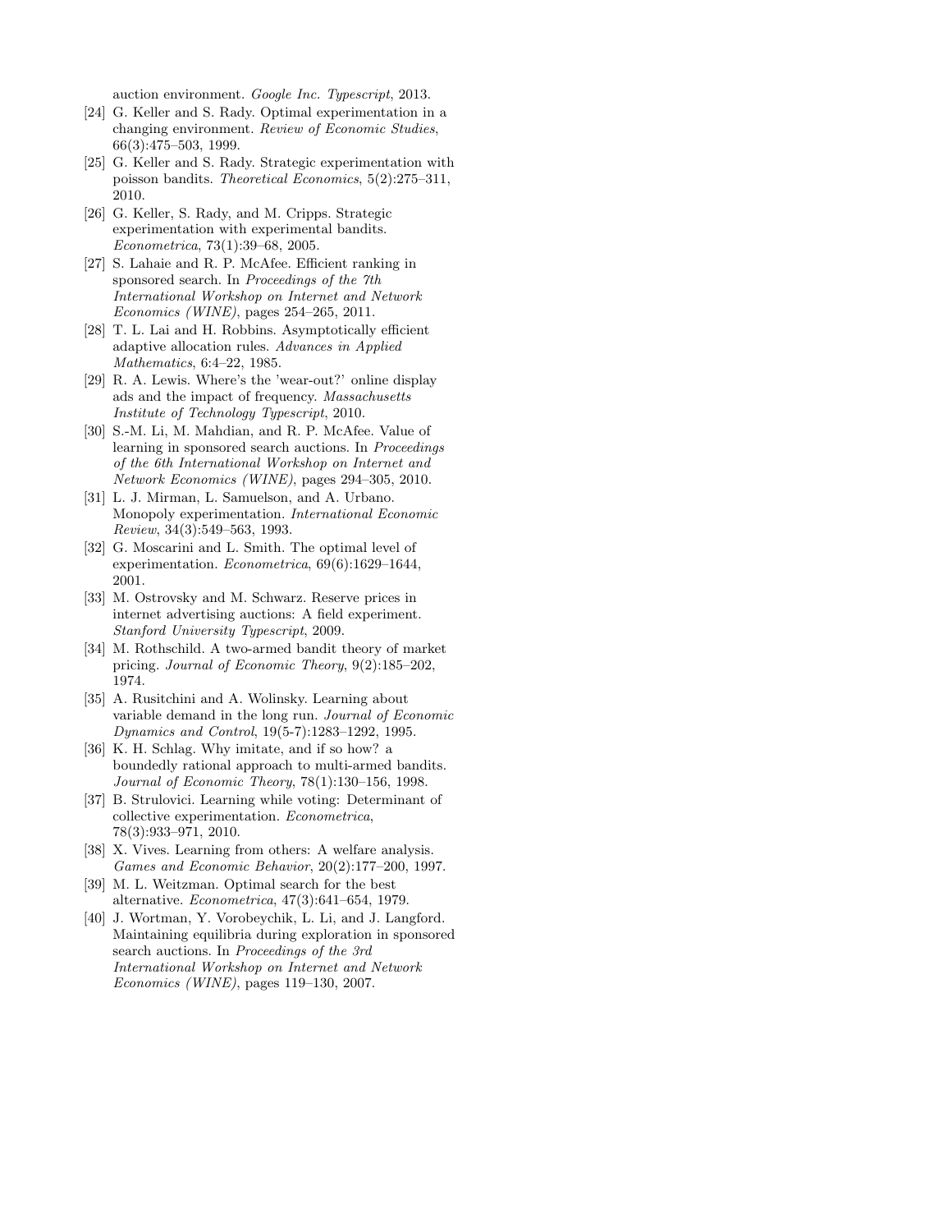auction environment. *Google Inc. Typescript*, 2013.

[24] G. Keller and S. Rady. Optimal experimentation in a changing environment. *Review of Economic Studies*, 66(3):475–503, 1999.

[25] G. Keller and S. Rady. Strategic experimentation with poisson bandits. *Theoretical Economics*, 5(2):275–311, 2010.

[26] G. Keller, S. Rady, and M. Cripps. Strategic experimentation with experimental bandits. *Econometrica*, 73(1):39–68, 2005.

[27] S. Lahaie and R. P. McAfee. Efficient ranking in sponsored search. In *Proceedings of the 7th International Workshop on Internet and Network Economics (WINE)*, pages 254–265, 2011.

[28] T. L. Lai and H. Robbins. Asymptotically efficient adaptive allocation rules. *Advances in Applied Mathematics*, 6:4–22, 1985.

[29] R. A. Lewis. Where's the 'wear-out?' online display ads and the impact of frequency. *Massachusetts Institute of Technology Typescript*, 2010.

[30] S.-M. Li, M. Mahdian, and R. P. McAfee. Value of learning in sponsored search auctions. In *Proceedings of the 6th International Workshop on Internet and Network Economics (WINE)*, pages 294–305, 2010.

[31] L. J. Mirman, L. Samuelson, and A. Urbano. Monopoly experimentation. *International Economic Review*, 34(3):549–563, 1993.

[32] G. Moscarini and L. Smith. The optimal level of experimentation. *Econometrica*, 69(6):1629–1644, 2001.

[33] M. Ostrovsky and M. Schwarz. Reserve prices in internet advertising auctions: A field experiment. *Stanford University Typescript*, 2009.

[34] M. Rothschild. A two-armed bandit theory of market pricing. *Journal of Economic Theory*, 9(2):185–202, 1974.

[35] A. Rusitchini and A. Wolinsky. Learning about variable demand in the long run. *Journal of Economic Dynamics and Control*, 19(5-7):1283–1292, 1995.

[36] K. H. Schlag. Why imitate, and if so how? a boundedly rational approach to multi-armed bandits. *Journal of Economic Theory*, 78(1):130–156, 1998.

[37] B. Strulovici. Learning while voting: Determinant of collective experimentation. *Econometrica*, 78(3):933–971, 2010.

[38] X. Vives. Learning from others: A welfare analysis. *Games and Economic Behavior*, 20(2):177–200, 1997.

[39] M. L. Weitzman. Optimal search for the best alternative. *Econometrica*, 47(3):641–654, 1979.

[40] J. Wortman, Y. Vorobeychik, L. Li, and J. Langford. Maintaining equilibria during exploration in sponsored search auctions. In *Proceedings of the 3rd International Workshop on Internet and Network Economics (WINE)*, pages 119–130, 2007.